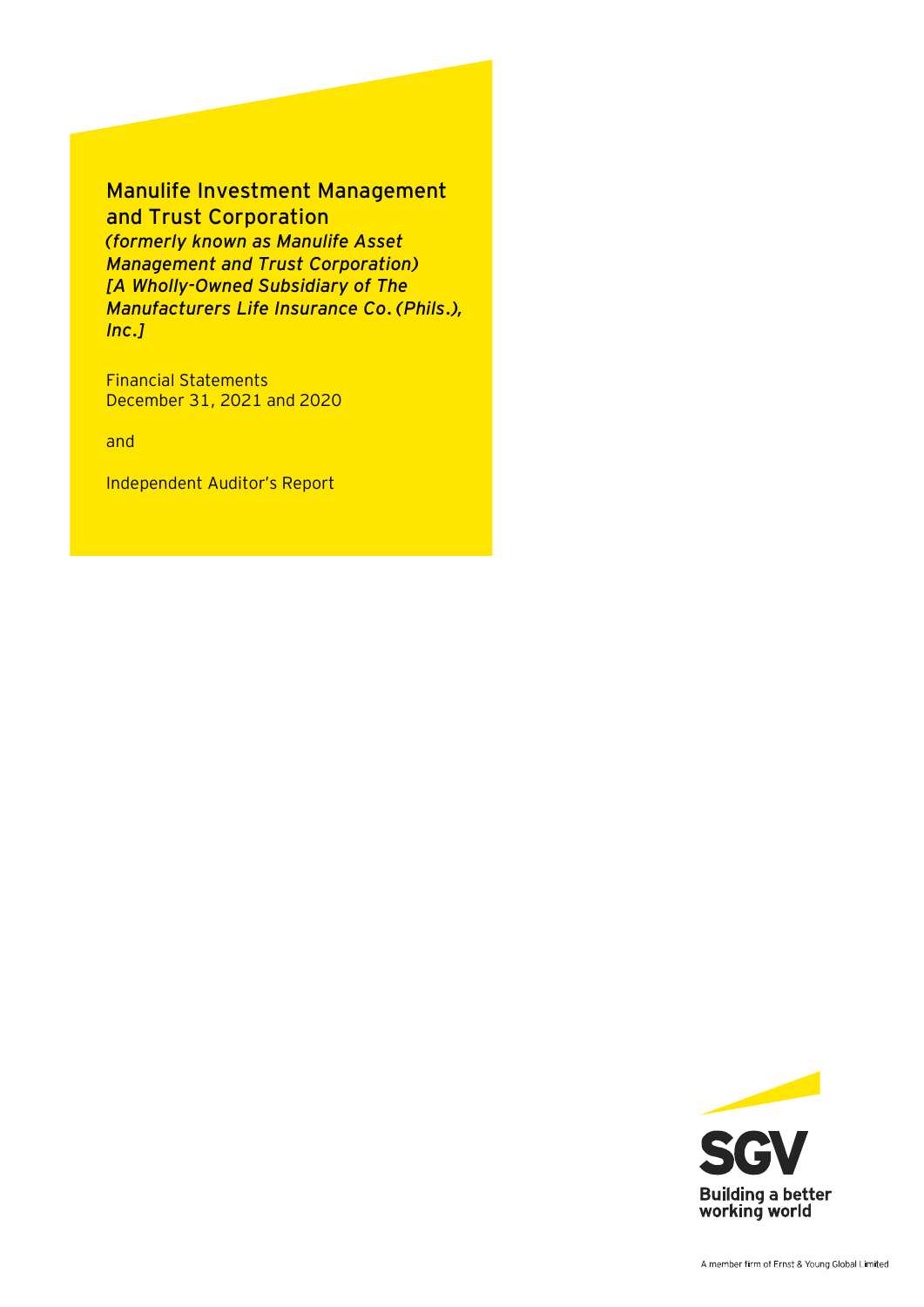# Manulife Investment Management and Trust Corporation

***(formerly known as Manulife Asset Management and Trust Corporation)***
***[A Wholly-Owned Subsidiary of The Manufacturers Life Insurance Co. (Phils.), Inc.]***

Financial Statements
December 31, 2021 and 2020

and

Independent Auditor's Report

SGV

Building a better working world

A member firm of Ernst & Young Global Limited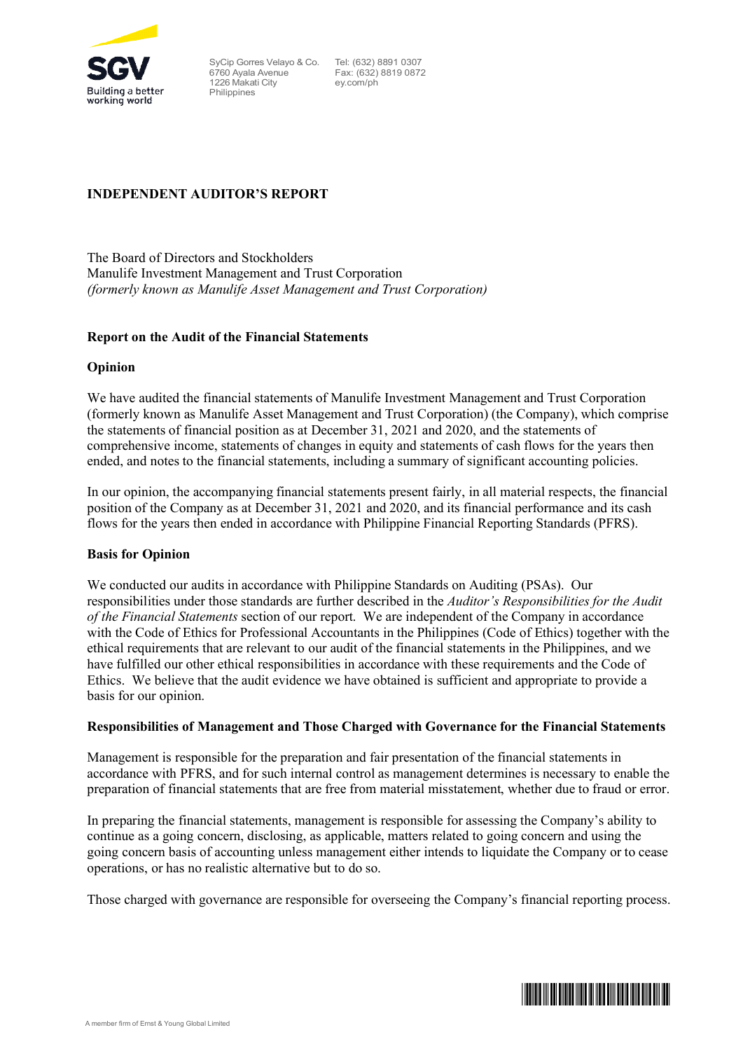SyCip Gorres Velayo & Co.
6760 Ayala Avenue
1226 Makati City
Philippines

Tel: (632) 8891 0307
Fax: (632) 8819 0872
ey.com/ph

**INDEPENDENT AUDITOR'S REPORT**

The Board of Directors and Stockholders
Manulife Investment Management and Trust Corporation
*(formerly known as Manulife Asset Management and Trust Corporation)*

**Report on the Audit of the Financial Statements**

**Opinion**

We have audited the financial statements of Manulife Investment Management and Trust Corporation (formerly known as Manulife Asset Management and Trust Corporation) (the Company), which comprise the statements of financial position as at December 31, 2021 and 2020, and the statements of comprehensive income, statements of changes in equity and statements of cash flows for the years then ended, and notes to the financial statements, including a summary of significant accounting policies.

In our opinion, the accompanying financial statements present fairly, in all material respects, the financial position of the Company as at December 31, 2021 and 2020, and its financial performance and its cash flows for the years then ended in accordance with Philippine Financial Reporting Standards (PFRS).

**Basis for Opinion**

We conducted our audits in accordance with Philippine Standards on Auditing (PSAs). Our responsibilities under those standards are further described in the *Auditor's Responsibilities for the Audit of the Financial Statements* section of our report. We are independent of the Company in accordance with the Code of Ethics for Professional Accountants in the Philippines (Code of Ethics) together with the ethical requirements that are relevant to our audit of the financial statements in the Philippines, and we have fulfilled our other ethical responsibilities in accordance with these requirements and the Code of Ethics. We believe that the audit evidence we have obtained is sufficient and appropriate to provide a basis for our opinion.

**Responsibilities of Management and Those Charged with Governance for the Financial Statements**

Management is responsible for the preparation and fair presentation of the financial statements in accordance with PFRS, and for such internal control as management determines is necessary to enable the preparation of financial statements that are free from material misstatement, whether due to fraud or error.

In preparing the financial statements, management is responsible for assessing the Company's ability to continue as a going concern, disclosing, as applicable, matters related to going concern and using the going concern basis of accounting unless management either intends to liquidate the Company or to cease operations, or has no realistic alternative but to do so.

Those charged with governance are responsible for overseeing the Company's financial reporting process.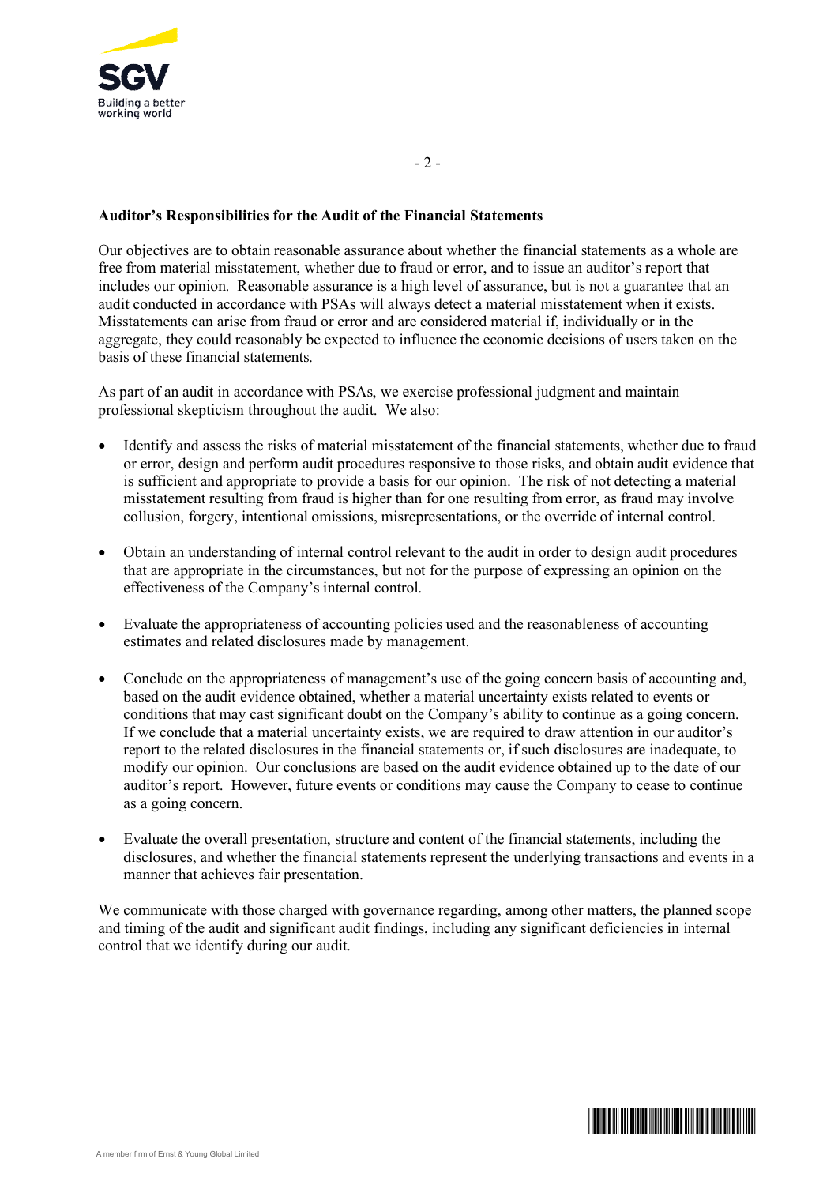## Auditor's Responsibilities for the Audit of the Financial Statements

Our objectives are to obtain reasonable assurance about whether the financial statements as a whole are free from material misstatement, whether due to fraud or error, and to issue an auditor's report that includes our opinion. Reasonable assurance is a high level of assurance, but is not a guarantee that an audit conducted in accordance with PSAs will always detect a material misstatement when it exists. Misstatements can arise from fraud or error and are considered material if, individually or in the aggregate, they could reasonably be expected to influence the economic decisions of users taken on the basis of these financial statements.

As part of an audit in accordance with PSAs, we exercise professional judgment and maintain professional skepticism throughout the audit. We also:

- Identify and assess the risks of material misstatement of the financial statements, whether due to fraud or error, design and perform audit procedures responsive to those risks, and obtain audit evidence that is sufficient and appropriate to provide a basis for our opinion. The risk of not detecting a material misstatement resulting from fraud is higher than for one resulting from error, as fraud may involve collusion, forgery, intentional omissions, misrepresentations, or the override of internal control.

- Obtain an understanding of internal control relevant to the audit in order to design audit procedures that are appropriate in the circumstances, but not for the purpose of expressing an opinion on the effectiveness of the Company's internal control.

- Evaluate the appropriateness of accounting policies used and the reasonableness of accounting estimates and related disclosures made by management.

- Conclude on the appropriateness of management's use of the going concern basis of accounting and, based on the audit evidence obtained, whether a material uncertainty exists related to events or conditions that may cast significant doubt on the Company's ability to continue as a going concern. If we conclude that a material uncertainty exists, we are required to draw attention in our auditor's report to the related disclosures in the financial statements or, if such disclosures are inadequate, to modify our opinion. Our conclusions are based on the audit evidence obtained up to the date of our auditor's report. However, future events or conditions may cause the Company to cease to continue as a going concern.

- Evaluate the overall presentation, structure and content of the financial statements, including the disclosures, and whether the financial statements represent the underlying transactions and events in a manner that achieves fair presentation.

We communicate with those charged with governance regarding, among other matters, the planned scope and timing of the audit and significant audit findings, including any significant deficiencies in internal control that we identify during our audit.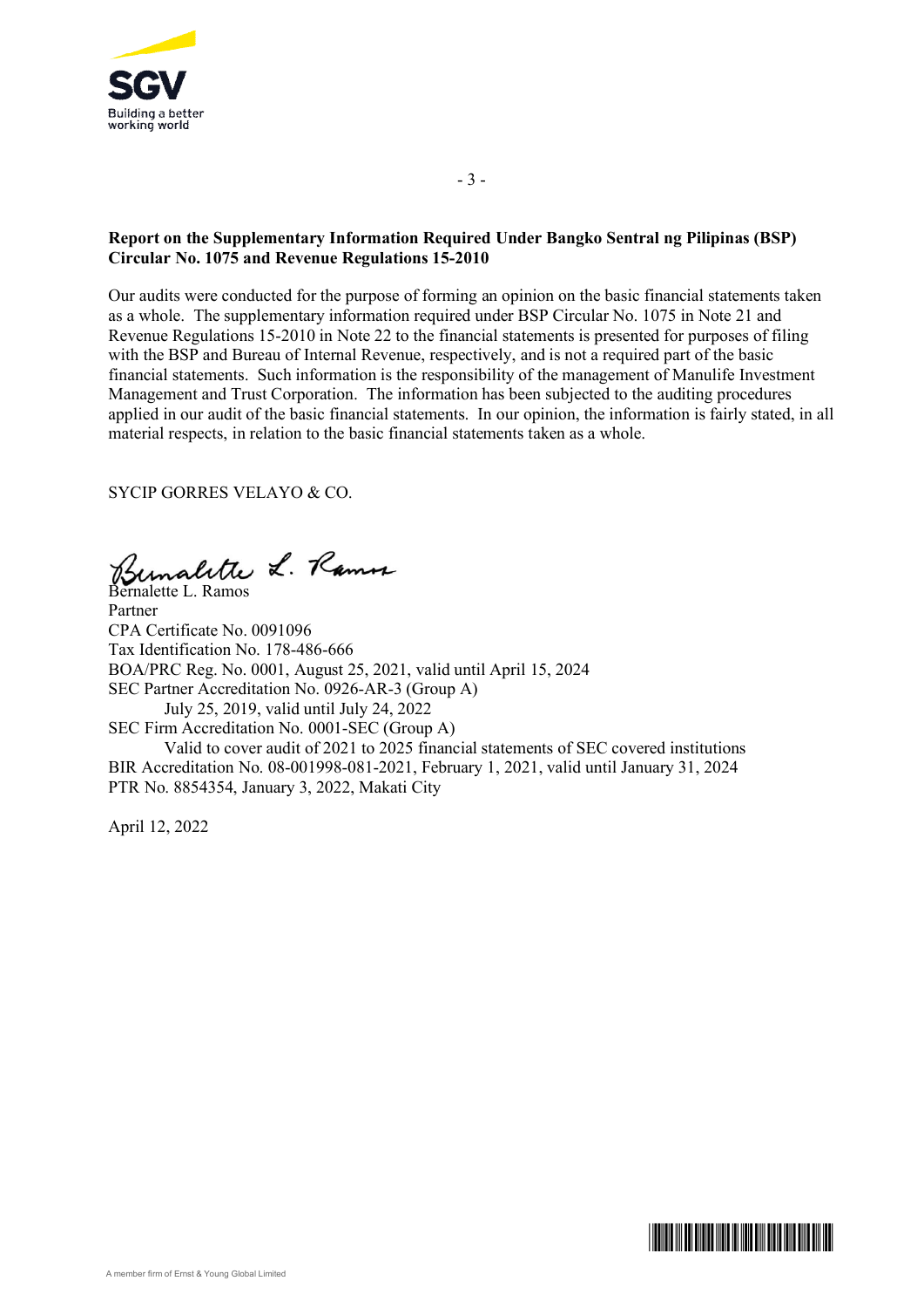**Report on the Supplementary Information Required Under Bangko Sentral ng Pilipinas (BSP) Circular No. 1075 and Revenue Regulations 15-2010**

Our audits were conducted for the purpose of forming an opinion on the basic financial statements taken as a whole. The supplementary information required under BSP Circular No. 1075 in Note 21 and Revenue Regulations 15-2010 in Note 22 to the financial statements is presented for purposes of filing with the BSP and Bureau of Internal Revenue, respectively, and is not a required part of the basic financial statements. Such information is the responsibility of the management of Manulife Investment Management and Trust Corporation. The information has been subjected to the auditing procedures applied in our audit of the basic financial statements. In our opinion, the information is fairly stated, in all material respects, in relation to the basic financial statements taken as a whole.

SYCIP GORRES VELAYO & CO.

Bernalette L. Ramos
Partner
CPA Certificate No. 0091096
Tax Identification No. 178-486-666
BOA/PRC Reg. No. 0001, August 25, 2021, valid until April 15, 2024
SEC Partner Accreditation No. 0926-AR-3 (Group A)
July 25, 2019, valid until July 24, 2022
SEC Firm Accreditation No. 0001-SEC (Group A)
Valid to cover audit of 2021 to 2025 financial statements of SEC covered institutions
BIR Accreditation No. 08-001998-081-2021, February 1, 2021, valid until January 31, 2024
PTR No. 8854354, January 3, 2022, Makati City

April 12, 2022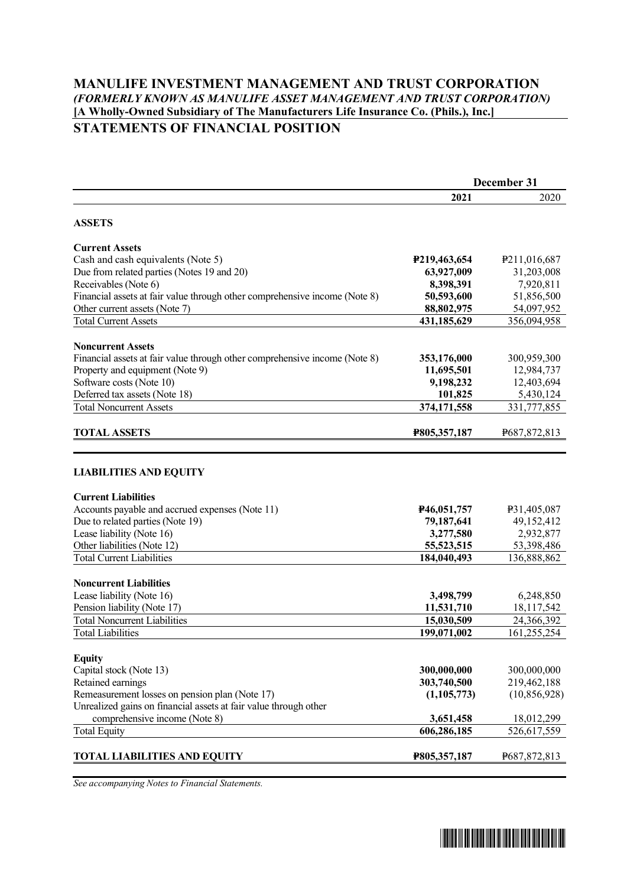# MANULIFE INVESTMENT MANAGEMENT AND TRUST CORPORATION

*(FORMERLY KNOWN AS MANULIFE ASSET MANAGEMENT AND TRUST CORPORATION)*

**[A Wholly-Owned Subsidiary of The Manufacturers Life Insurance Co. (Phils.), Inc.]**

## STATEMENTS OF FINANCIAL POSITION

| | December 31 | |
|---|---|---|
| | **2021** | 2020 |
| **ASSETS** | | |
| **Current Assets** | | |
| Cash and cash equivalents (Note 5) | **₱219,463,654** | ₱211,016,687 |
| Due from related parties (Notes 19 and 20) | **63,927,009** | 31,203,008 |
| Receivables (Note 6) | **8,398,391** | 7,920,811 |
| Financial assets at fair value through other comprehensive income (Note 8) | **50,593,600** | 51,856,500 |
| Other current assets (Note 7) | **88,802,975** | 54,097,952 |
| Total Current Assets | **431,185,629** | 356,094,958 |
| **Noncurrent Assets** | | |
| Financial assets at fair value through other comprehensive income (Note 8) | **353,176,000** | 300,959,300 |
| Property and equipment (Note 9) | **11,695,501** | 12,984,737 |
| Software costs (Note 10) | **9,198,232** | 12,403,694 |
| Deferred tax assets (Note 18) | **101,825** | 5,430,124 |
| Total Noncurrent Assets | **374,171,558** | 331,777,855 |
| **TOTAL ASSETS** | **₱805,357,187** | ₱687,872,813 |
| **LIABILITIES AND EQUITY** | | |
| **Current Liabilities** | | |
| Accounts payable and accrued expenses (Note 11) | **₱46,051,757** | ₱31,405,087 |
| Due to related parties (Note 19) | **79,187,641** | 49,152,412 |
| Lease liability (Note 16) | **3,277,580** | 2,932,877 |
| Other liabilities (Note 12) | **55,523,515** | 53,398,486 |
| Total Current Liabilities | **184,040,493** | 136,888,862 |
| **Noncurrent Liabilities** | | |
| Lease liability (Note 16) | **3,498,799** | 6,248,850 |
| Pension liability (Note 17) | **11,531,710** | 18,117,542 |
| Total Noncurrent Liabilities | **15,030,509** | 24,366,392 |
| Total Liabilities | **199,071,002** | 161,255,254 |
| **Equity** | | |
| Capital stock (Note 13) | **300,000,000** | 300,000,000 |
| Retained earnings | **303,740,500** | 219,462,188 |
| Remeasurement losses on pension plan (Note 17) | **(1,105,773)** | (10,856,928) |
| Unrealized gains on financial assets at fair value through other comprehensive income (Note 8) | **3,651,458** | 18,012,299 |
| Total Equity | **606,286,185** | 526,617,559 |
| **TOTAL LIABILITIES AND EQUITY** | **₱805,357,187** | ₱687,872,813 |

*See accompanying Notes to Financial Statements.*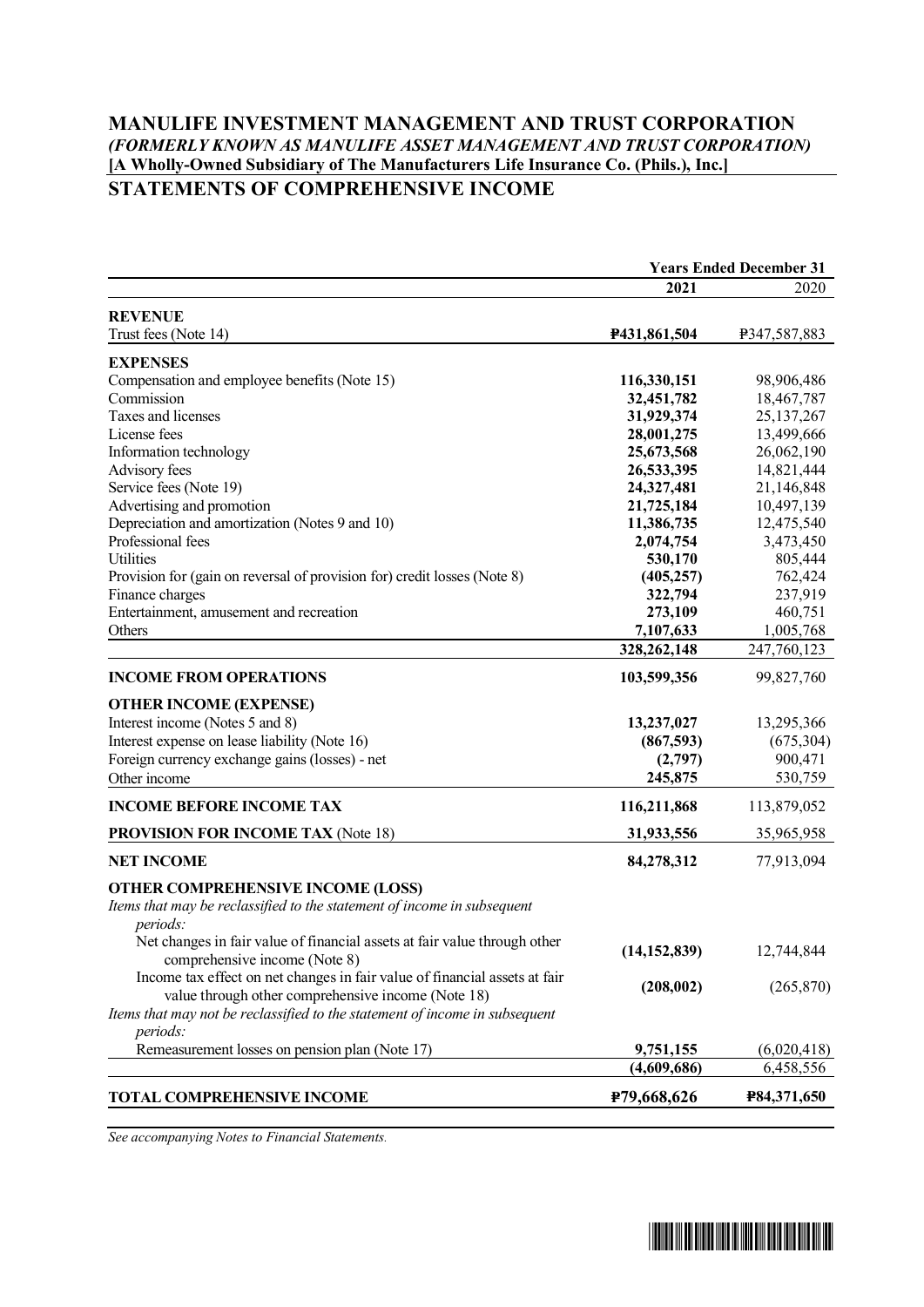# MANULIFE INVESTMENT MANAGEMENT AND TRUST CORPORATION

***(FORMERLY KNOWN AS MANULIFE ASSET MANAGEMENT AND TRUST CORPORATION)***

**[A Wholly-Owned Subsidiary of The Manufacturers Life Insurance Co. (Phils.), Inc.]**

## STATEMENTS OF COMPREHENSIVE INCOME

| | Years Ended December 31 | |
|---|---|---|
| | **2021** | 2020 |
| **REVENUE** | | |
| Trust fees (Note 14) | **₱431,861,504** | ₱347,587,883 |
| **EXPENSES** | | |
| Compensation and employee benefits (Note 15) | **116,330,151** | 98,906,486 |
| Commission | **32,451,782** | 18,467,787 |
| Taxes and licenses | **31,929,374** | 25,137,267 |
| License fees | **28,001,275** | 13,499,666 |
| Information technology | **25,673,568** | 26,062,190 |
| Advisory fees | **26,533,395** | 14,821,444 |
| Service fees (Note 19) | **24,327,481** | 21,146,848 |
| Advertising and promotion | **21,725,184** | 10,497,139 |
| Depreciation and amortization (Notes 9 and 10) | **11,386,735** | 12,475,540 |
| Professional fees | **2,074,754** | 3,473,450 |
| Utilities | **530,170** | 805,444 |
| Provision for (gain on reversal of provision for) credit losses (Note 8) | **(405,257)** | 762,424 |
| Finance charges | **322,794** | 237,919 |
| Entertainment, amusement and recreation | **273,109** | 460,751 |
| Others | **7,107,633** | 1,005,768 |
| | **328,262,148** | 247,760,123 |
| **INCOME FROM OPERATIONS** | **103,599,356** | 99,827,760 |
| **OTHER INCOME (EXPENSE)** | | |
| Interest income (Notes 5 and 8) | **13,237,027** | 13,295,366 |
| Interest expense on lease liability (Note 16) | **(867,593)** | (675,304) |
| Foreign currency exchange gains (losses) - net | **(2,797)** | 900,471 |
| Other income | **245,875** | 530,759 |
| **INCOME BEFORE INCOME TAX** | **116,211,868** | 113,879,052 |
| **PROVISION FOR INCOME TAX** (Note 18) | **31,933,556** | 35,965,958 |
| **NET INCOME** | **84,278,312** | 77,913,094 |
| **OTHER COMPREHENSIVE INCOME (LOSS)** | | |
| *Items that may be reclassified to the statement of income in subsequent periods:* | | |
| Net changes in fair value of financial assets at fair value through other comprehensive income (Note 8) | **(14,152,839)** | 12,744,844 |
| Income tax effect on net changes in fair value of financial assets at fair value through other comprehensive income (Note 18) | **(208,002)** | (265,870) |
| *Items that may not be reclassified to the statement of income in subsequent periods:* | | |
| Remeasurement losses on pension plan (Note 17) | **9,751,155** | (6,020,418) |
| | **(4,609,686)** | 6,458,556 |
| **TOTAL COMPREHENSIVE INCOME** | **₱79,668,626** | **₱84,371,650** |

*See accompanying Notes to Financial Statements.*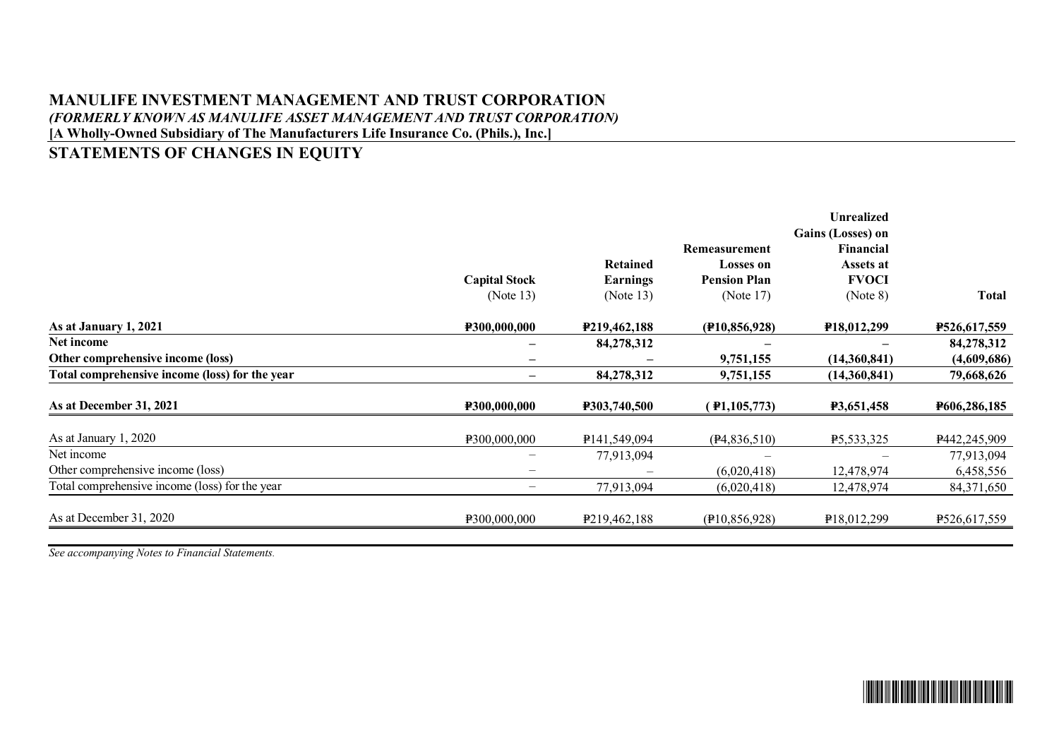# MANULIFE INVESTMENT MANAGEMENT AND TRUST CORPORATION

***(FORMERLY KNOWN AS MANULIFE ASSET MANAGEMENT AND TRUST CORPORATION)***

**[A Wholly-Owned Subsidiary of The Manufacturers Life Insurance Co. (Phils.), Inc.]**

## STATEMENTS OF CHANGES IN EQUITY

| | **Capital Stock** (Note 13) | **Retained Earnings** (Note 13) | **Remeasurement Losses on Pension Plan** (Note 17) | **Unrealized Gains (Losses) on Financial Assets at FVOCI** (Note 8) | **Total** |
|---|---|---|---|---|---|
| **As at January 1, 2021** | **₱300,000,000** | **₱219,462,188** | **(₱10,856,928)** | **₱18,012,299** | **₱526,617,559** |
| **Net income** | **–** | **84,278,312** | **–** | **–** | **84,278,312** |
| **Other comprehensive income (loss)** | **–** | **–** | **9,751,155** | **(14,360,841)** | **(4,609,686)** |
| **Total comprehensive income (loss) for the year** | **–** | **84,278,312** | **9,751,155** | **(14,360,841)** | **79,668,626** |
| **As at December 31, 2021** | **₱300,000,000** | **₱303,740,500** | **(₱1,105,773)** | **₱3,651,458** | **₱606,286,185** |
| As at January 1, 2020 | ₱300,000,000 | ₱141,549,094 | (₱4,836,510) | ₱5,533,325 | ₱442,245,909 |
| Net income | – | 77,913,094 | – | – | 77,913,094 |
| Other comprehensive income (loss) | – | – | (6,020,418) | 12,478,974 | 6,458,556 |
| Total comprehensive income (loss) for the year | – | 77,913,094 | (6,020,418) | 12,478,974 | 84,371,650 |
| As at December 31, 2020 | ₱300,000,000 | ₱219,462,188 | (₱10,856,928) | ₱18,012,299 | ₱526,617,559 |

*See accompanying Notes to Financial Statements.*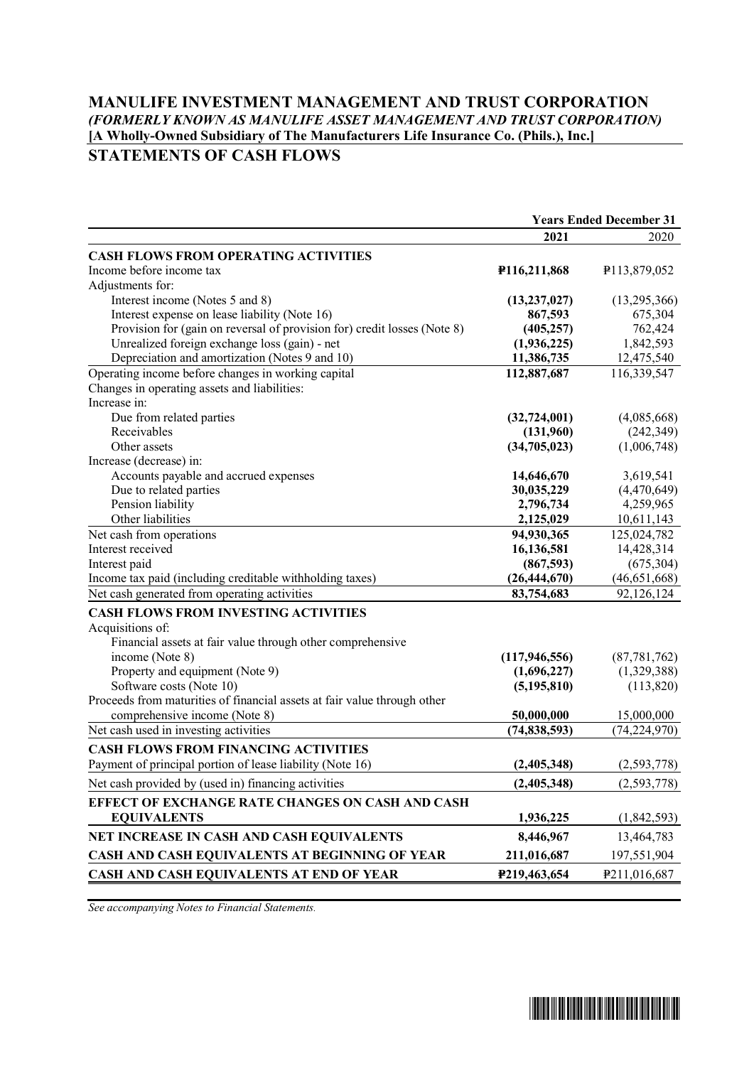# MANULIFE INVESTMENT MANAGEMENT AND TRUST CORPORATION

***(FORMERLY KNOWN AS MANULIFE ASSET MANAGEMENT AND TRUST CORPORATION)***

**[A Wholly-Owned Subsidiary of The Manufacturers Life Insurance Co. (Phils.), Inc.]**

## STATEMENTS OF CASH FLOWS

| | Years Ended December 31 | |
|---|---|---|
| | **2021** | 2020 |
| **CASH FLOWS FROM OPERATING ACTIVITIES** | | |
| Income before income tax | **₱116,211,868** | ₱113,879,052 |
| Adjustments for: | | |
| Interest income (Notes 5 and 8) | **(13,237,027)** | (13,295,366) |
| Interest expense on lease liability (Note 16) | **867,593** | 675,304 |
| Provision for (gain on reversal of provision for) credit losses (Note 8) | **(405,257)** | 762,424 |
| Unrealized foreign exchange loss (gain) - net | **(1,936,225)** | 1,842,593 |
| Depreciation and amortization (Notes 9 and 10) | **11,386,735** | 12,475,540 |
| Operating income before changes in working capital | **112,887,687** | 116,339,547 |
| Changes in operating assets and liabilities: | | |
| Increase in: | | |
| Due from related parties | **(32,724,001)** | (4,085,668) |
| Receivables | **(131,960)** | (242,349) |
| Other assets | **(34,705,023)** | (1,006,748) |
| Increase (decrease) in: | | |
| Accounts payable and accrued expenses | **14,646,670** | 3,619,541 |
| Due to related parties | **30,035,229** | (4,470,649) |
| Pension liability | **2,796,734** | 4,259,965 |
| Other liabilities | **2,125,029** | 10,611,143 |
| Net cash from operations | **94,930,365** | 125,024,782 |
| Interest received | **16,136,581** | 14,428,314 |
| Interest paid | **(867,593)** | (675,304) |
| Income tax paid (including creditable withholding taxes) | **(26,444,670)** | (46,651,668) |
| Net cash generated from operating activities | **83,754,683** | 92,126,124 |
| **CASH FLOWS FROM INVESTING ACTIVITIES** | | |
| Acquisitions of: | | |
| Financial assets at fair value through other comprehensive income (Note 8) | **(117,946,556)** | (87,781,762) |
| Property and equipment (Note 9) | **(1,696,227)** | (1,329,388) |
| Software costs (Note 10) | **(5,195,810)** | (113,820) |
| Proceeds from maturities of financial assets at fair value through other comprehensive income (Note 8) | **50,000,000** | 15,000,000 |
| Net cash used in investing activities | **(74,838,593)** | (74,224,970) |
| **CASH FLOWS FROM FINANCING ACTIVITIES** | | |
| Payment of principal portion of lease liability (Note 16) | **(2,405,348)** | (2,593,778) |
| Net cash provided by (used in) financing activities | **(2,405,348)** | (2,593,778) |
| **EFFECT OF EXCHANGE RATE CHANGES ON CASH AND CASH EQUIVALENTS** | **1,936,225** | (1,842,593) |
| **NET INCREASE IN CASH AND CASH EQUIVALENTS** | **8,446,967** | 13,464,783 |
| **CASH AND CASH EQUIVALENTS AT BEGINNING OF YEAR** | **211,016,687** | 197,551,904 |
| **CASH AND CASH EQUIVALENTS AT END OF YEAR** | **₱219,463,654** | ₱211,016,687 |

*See accompanying Notes to Financial Statements.*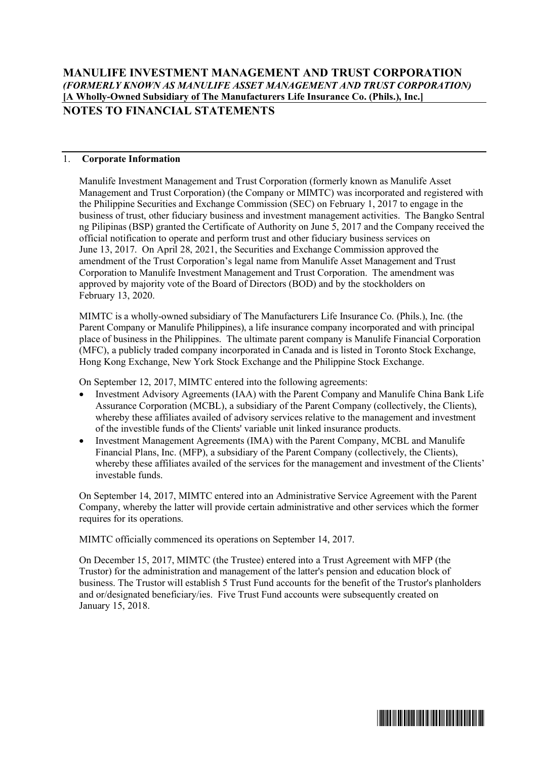**MANULIFE INVESTMENT MANAGEMENT AND TRUST CORPORATION**
***(FORMERLY KNOWN AS MANULIFE ASSET MANAGEMENT AND TRUST CORPORATION)***
**[A Wholly-Owned Subsidiary of The Manufacturers Life Insurance Co. (Phils.), Inc.]**

# NOTES TO FINANCIAL STATEMENTS

## 1. Corporate Information

Manulife Investment Management and Trust Corporation (formerly known as Manulife Asset Management and Trust Corporation) (the Company or MIMTC) was incorporated and registered with the Philippine Securities and Exchange Commission (SEC) on February 1, 2017 to engage in the business of trust, other fiduciary business and investment management activities. The Bangko Sentral ng Pilipinas (BSP) granted the Certificate of Authority on June 5, 2017 and the Company received the official notification to operate and perform trust and other fiduciary business services on June 13, 2017. On April 28, 2021, the Securities and Exchange Commission approved the amendment of the Trust Corporation's legal name from Manulife Asset Management and Trust Corporation to Manulife Investment Management and Trust Corporation. The amendment was approved by majority vote of the Board of Directors (BOD) and by the stockholders on February 13, 2020.

MIMTC is a wholly-owned subsidiary of The Manufacturers Life Insurance Co. (Phils.), Inc. (the Parent Company or Manulife Philippines), a life insurance company incorporated and with principal place of business in the Philippines. The ultimate parent company is Manulife Financial Corporation (MFC), a publicly traded company incorporated in Canada and is listed in Toronto Stock Exchange, Hong Kong Exchange, New York Stock Exchange and the Philippine Stock Exchange.

On September 12, 2017, MIMTC entered into the following agreements:

- Investment Advisory Agreements (IAA) with the Parent Company and Manulife China Bank Life Assurance Corporation (MCBL), a subsidiary of the Parent Company (collectively, the Clients), whereby these affiliates availed of advisory services relative to the management and investment of the investible funds of the Clients' variable unit linked insurance products.
- Investment Management Agreements (IMA) with the Parent Company, MCBL and Manulife Financial Plans, Inc. (MFP), a subsidiary of the Parent Company (collectively, the Clients), whereby these affiliates availed of the services for the management and investment of the Clients' investable funds.

On September 14, 2017, MIMTC entered into an Administrative Service Agreement with the Parent Company, whereby the latter will provide certain administrative and other services which the former requires for its operations.

MIMTC officially commenced its operations on September 14, 2017.

On December 15, 2017, MIMTC (the Trustee) entered into a Trust Agreement with MFP (the Trustor) for the administration and management of the latter's pension and education block of business. The Trustor will establish 5 Trust Fund accounts for the benefit of the Trustor's planholders and or/designated beneficiary/ies. Five Trust Fund accounts were subsequently created on January 15, 2018.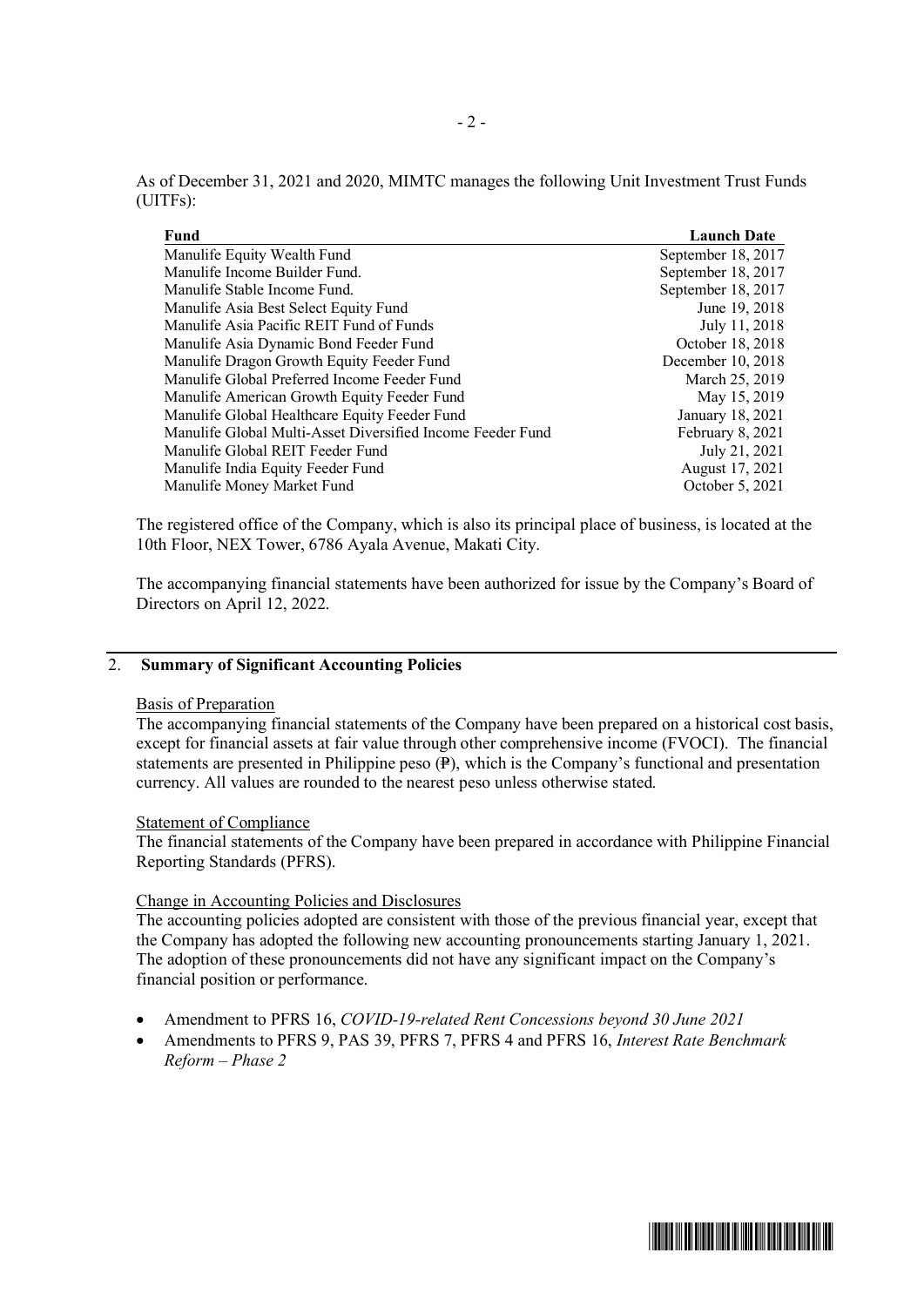As of December 31, 2021 and 2020, MIMTC manages the following Unit Investment Trust Funds (UITFs):

| Fund | Launch Date |
|---|---|
| Manulife Equity Wealth Fund | September 18, 2017 |
| Manulife Income Builder Fund. | September 18, 2017 |
| Manulife Stable Income Fund. | September 18, 2017 |
| Manulife Asia Best Select Equity Fund | June 19, 2018 |
| Manulife Asia Pacific REIT Fund of Funds | July 11, 2018 |
| Manulife Asia Dynamic Bond Feeder Fund | October 18, 2018 |
| Manulife Dragon Growth Equity Feeder Fund | December 10, 2018 |
| Manulife Global Preferred Income Feeder Fund | March 25, 2019 |
| Manulife American Growth Equity Feeder Fund | May 15, 2019 |
| Manulife Global Healthcare Equity Feeder Fund | January 18, 2021 |
| Manulife Global Multi-Asset Diversified Income Feeder Fund | February 8, 2021 |
| Manulife Global REIT Feeder Fund | July 21, 2021 |
| Manulife India Equity Feeder Fund | August 17, 2021 |
| Manulife Money Market Fund | October 5, 2021 |

The registered office of the Company, which is also its principal place of business, is located at the 10th Floor, NEX Tower, 6786 Ayala Avenue, Makati City.

The accompanying financial statements have been authorized for issue by the Company's Board of Directors on April 12, 2022.

## 2. Summary of Significant Accounting Policies

Basis of Preparation

The accompanying financial statements of the Company have been prepared on a historical cost basis, except for financial assets at fair value through other comprehensive income (FVOCI). The financial statements are presented in Philippine peso (₱), which is the Company's functional and presentation currency. All values are rounded to the nearest peso unless otherwise stated.

Statement of Compliance

The financial statements of the Company have been prepared in accordance with Philippine Financial Reporting Standards (PFRS).

Change in Accounting Policies and Disclosures

The accounting policies adopted are consistent with those of the previous financial year, except that the Company has adopted the following new accounting pronouncements starting January 1, 2021. The adoption of these pronouncements did not have any significant impact on the Company's financial position or performance.

- Amendment to PFRS 16, *COVID-19-related Rent Concessions beyond 30 June 2021*
- Amendments to PFRS 9, PAS 39, PFRS 7, PFRS 4 and PFRS 16, *Interest Rate Benchmark Reform – Phase 2*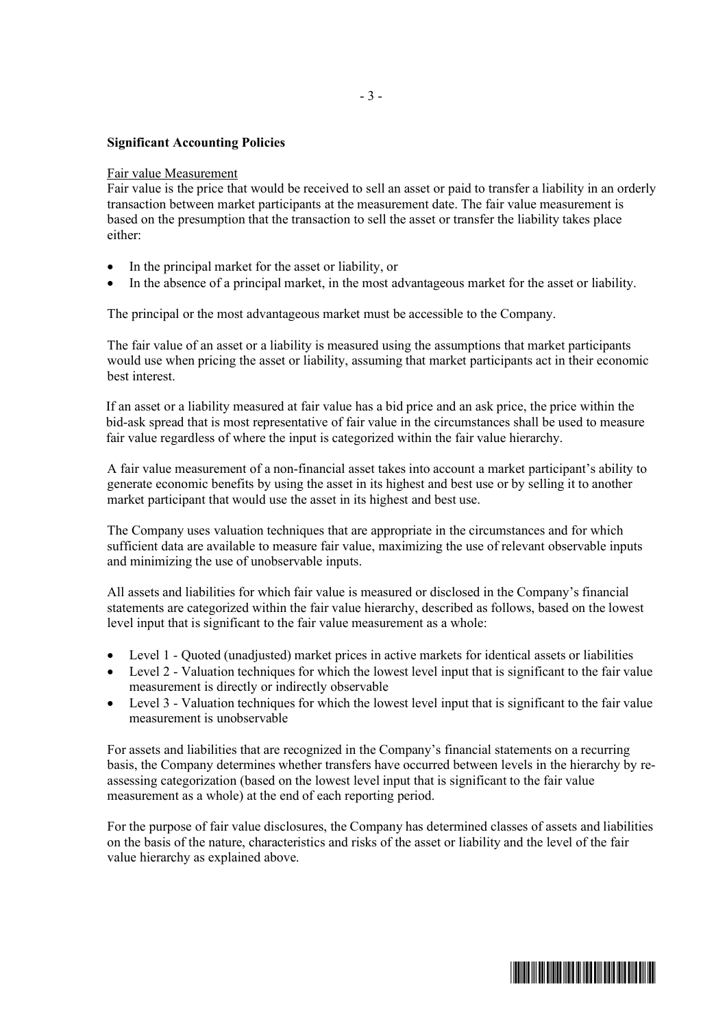**Significant Accounting Policies**

Fair value Measurement

Fair value is the price that would be received to sell an asset or paid to transfer a liability in an orderly transaction between market participants at the measurement date. The fair value measurement is based on the presumption that the transaction to sell the asset or transfer the liability takes place either:

- In the principal market for the asset or liability, or
- In the absence of a principal market, in the most advantageous market for the asset or liability.

The principal or the most advantageous market must be accessible to the Company.

The fair value of an asset or a liability is measured using the assumptions that market participants would use when pricing the asset or liability, assuming that market participants act in their economic best interest.

If an asset or a liability measured at fair value has a bid price and an ask price, the price within the bid-ask spread that is most representative of fair value in the circumstances shall be used to measure fair value regardless of where the input is categorized within the fair value hierarchy.

A fair value measurement of a non-financial asset takes into account a market participant's ability to generate economic benefits by using the asset in its highest and best use or by selling it to another market participant that would use the asset in its highest and best use.

The Company uses valuation techniques that are appropriate in the circumstances and for which sufficient data are available to measure fair value, maximizing the use of relevant observable inputs and minimizing the use of unobservable inputs.

All assets and liabilities for which fair value is measured or disclosed in the Company's financial statements are categorized within the fair value hierarchy, described as follows, based on the lowest level input that is significant to the fair value measurement as a whole:

- Level 1 - Quoted (unadjusted) market prices in active markets for identical assets or liabilities
- Level 2 - Valuation techniques for which the lowest level input that is significant to the fair value measurement is directly or indirectly observable
- Level 3 - Valuation techniques for which the lowest level input that is significant to the fair value measurement is unobservable

For assets and liabilities that are recognized in the Company's financial statements on a recurring basis, the Company determines whether transfers have occurred between levels in the hierarchy by re-assessing categorization (based on the lowest level input that is significant to the fair value measurement as a whole) at the end of each reporting period.

For the purpose of fair value disclosures, the Company has determined classes of assets and liabilities on the basis of the nature, characteristics and risks of the asset or liability and the level of the fair value hierarchy as explained above.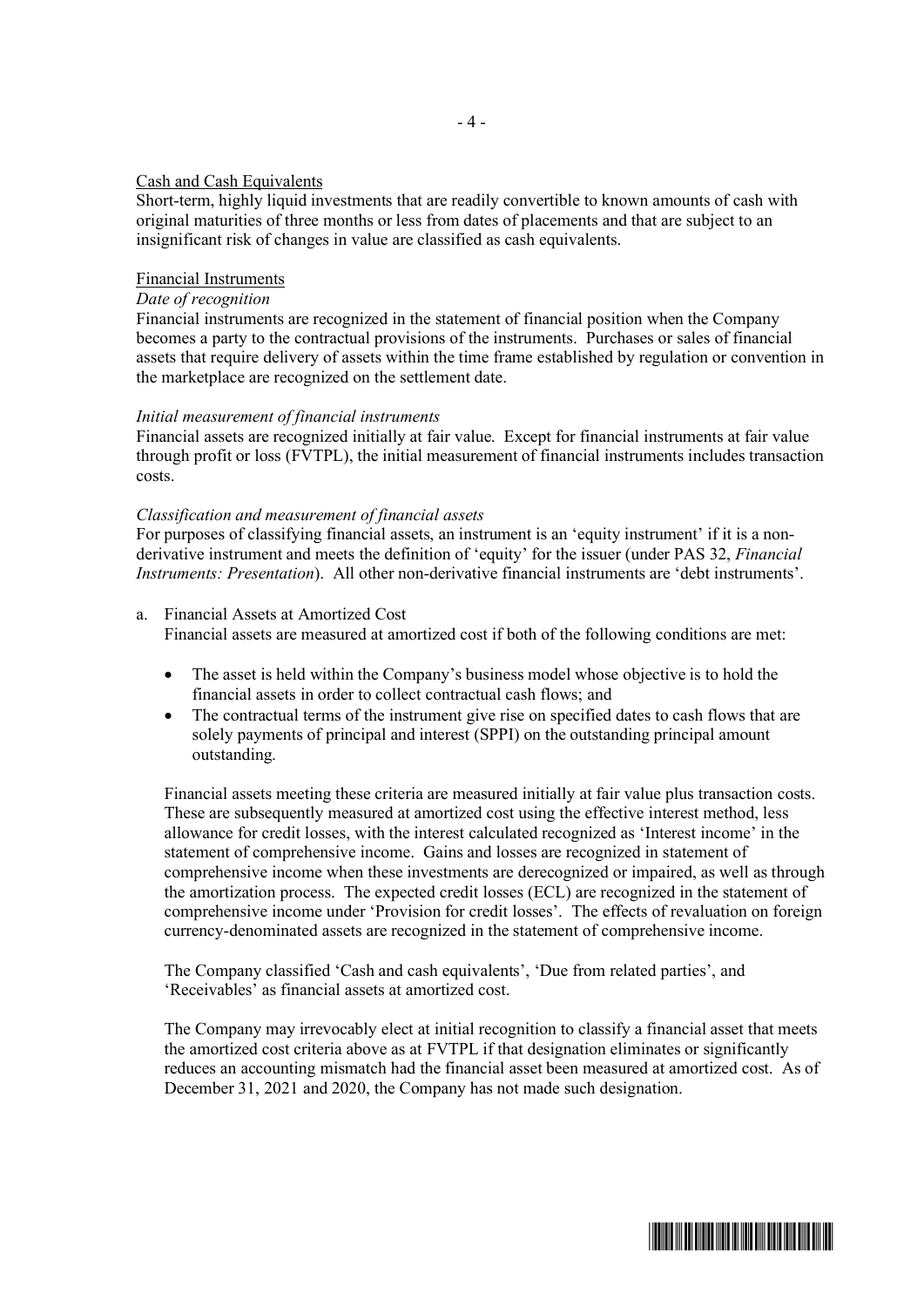Cash and Cash Equivalents

Short-term, highly liquid investments that are readily convertible to known amounts of cash with original maturities of three months or less from dates of placements and that are subject to an insignificant risk of changes in value are classified as cash equivalents.

Financial Instruments

*Date of recognition*

Financial instruments are recognized in the statement of financial position when the Company becomes a party to the contractual provisions of the instruments. Purchases or sales of financial assets that require delivery of assets within the time frame established by regulation or convention in the marketplace are recognized on the settlement date.

*Initial measurement of financial instruments*

Financial assets are recognized initially at fair value. Except for financial instruments at fair value through profit or loss (FVTPL), the initial measurement of financial instruments includes transaction costs.

*Classification and measurement of financial assets*

For purposes of classifying financial assets, an instrument is an 'equity instrument' if it is a non-derivative instrument and meets the definition of 'equity' for the issuer (under PAS 32, *Financial Instruments: Presentation*). All other non-derivative financial instruments are 'debt instruments'.

a. Financial Assets at Amortized Cost

   Financial assets are measured at amortized cost if both of the following conditions are met:

   - The asset is held within the Company's business model whose objective is to hold the financial assets in order to collect contractual cash flows; and
   - The contractual terms of the instrument give rise on specified dates to cash flows that are solely payments of principal and interest (SPPI) on the outstanding principal amount outstanding.

   Financial assets meeting these criteria are measured initially at fair value plus transaction costs. These are subsequently measured at amortized cost using the effective interest method, less allowance for credit losses, with the interest calculated recognized as 'Interest income' in the statement of comprehensive income. Gains and losses are recognized in statement of comprehensive income when these investments are derecognized or impaired, as well as through the amortization process. The expected credit losses (ECL) are recognized in the statement of comprehensive income under 'Provision for credit losses'. The effects of revaluation on foreign currency-denominated assets are recognized in the statement of comprehensive income.

   The Company classified 'Cash and cash equivalents', 'Due from related parties', and 'Receivables' as financial assets at amortized cost.

   The Company may irrevocably elect at initial recognition to classify a financial asset that meets the amortized cost criteria above as at FVTPL if that designation eliminates or significantly reduces an accounting mismatch had the financial asset been measured at amortized cost. As of December 31, 2021 and 2020, the Company has not made such designation.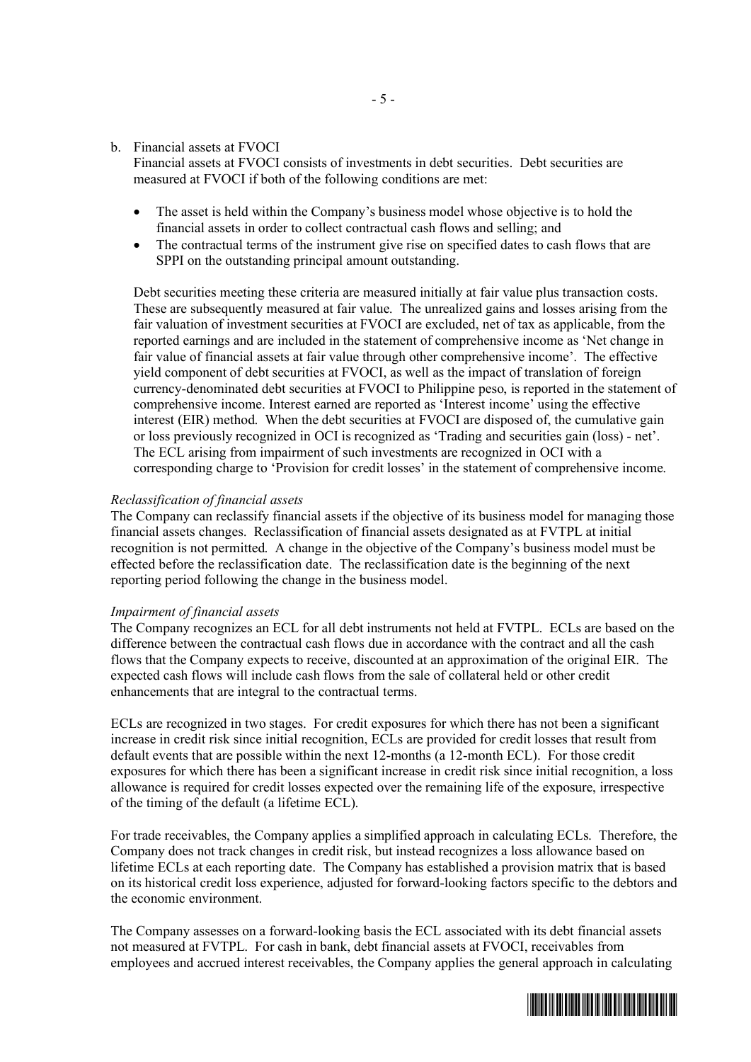b. Financial assets at FVOCI
   Financial assets at FVOCI consists of investments in debt securities. Debt securities are measured at FVOCI if both of the following conditions are met:

   - The asset is held within the Company's business model whose objective is to hold the financial assets in order to collect contractual cash flows and selling; and
   - The contractual terms of the instrument give rise on specified dates to cash flows that are SPPI on the outstanding principal amount outstanding.

   Debt securities meeting these criteria are measured initially at fair value plus transaction costs. These are subsequently measured at fair value. The unrealized gains and losses arising from the fair valuation of investment securities at FVOCI are excluded, net of tax as applicable, from the reported earnings and are included in the statement of comprehensive income as 'Net change in fair value of financial assets at fair value through other comprehensive income'. The effective yield component of debt securities at FVOCI, as well as the impact of translation of foreign currency-denominated debt securities at FVOCI to Philippine peso, is reported in the statement of comprehensive income. Interest earned are reported as 'Interest income' using the effective interest (EIR) method. When the debt securities at FVOCI are disposed of, the cumulative gain or loss previously recognized in OCI is recognized as 'Trading and securities gain (loss) - net'. The ECL arising from impairment of such investments are recognized in OCI with a corresponding charge to 'Provision for credit losses' in the statement of comprehensive income.

*Reclassification of financial assets*
The Company can reclassify financial assets if the objective of its business model for managing those financial assets changes. Reclassification of financial assets designated as at FVTPL at initial recognition is not permitted. A change in the objective of the Company's business model must be effected before the reclassification date. The reclassification date is the beginning of the next reporting period following the change in the business model.

*Impairment of financial assets*
The Company recognizes an ECL for all debt instruments not held at FVTPL. ECLs are based on the difference between the contractual cash flows due in accordance with the contract and all the cash flows that the Company expects to receive, discounted at an approximation of the original EIR. The expected cash flows will include cash flows from the sale of collateral held or other credit enhancements that are integral to the contractual terms.

ECLs are recognized in two stages. For credit exposures for which there has not been a significant increase in credit risk since initial recognition, ECLs are provided for credit losses that result from default events that are possible within the next 12-months (a 12-month ECL). For those credit exposures for which there has been a significant increase in credit risk since initial recognition, a loss allowance is required for credit losses expected over the remaining life of the exposure, irrespective of the timing of the default (a lifetime ECL).

For trade receivables, the Company applies a simplified approach in calculating ECLs. Therefore, the Company does not track changes in credit risk, but instead recognizes a loss allowance based on lifetime ECLs at each reporting date. The Company has established a provision matrix that is based on its historical credit loss experience, adjusted for forward-looking factors specific to the debtors and the economic environment.

The Company assesses on a forward-looking basis the ECL associated with its debt financial assets not measured at FVTPL. For cash in bank, debt financial assets at FVOCI, receivables from employees and accrued interest receivables, the Company applies the general approach in calculating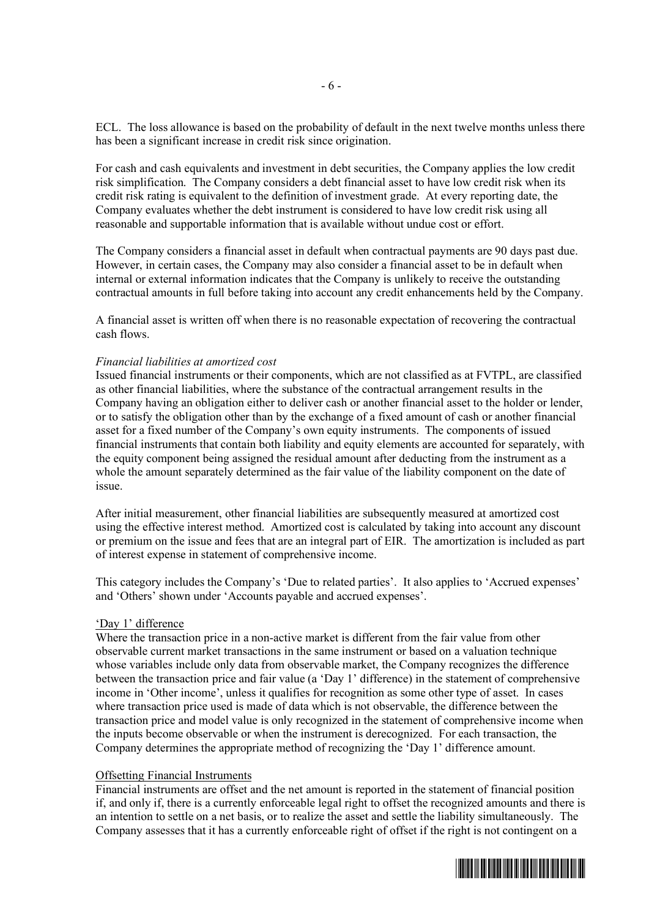ECL. The loss allowance is based on the probability of default in the next twelve months unless there has been a significant increase in credit risk since origination.

For cash and cash equivalents and investment in debt securities, the Company applies the low credit risk simplification. The Company considers a debt financial asset to have low credit risk when its credit risk rating is equivalent to the definition of investment grade. At every reporting date, the Company evaluates whether the debt instrument is considered to have low credit risk using all reasonable and supportable information that is available without undue cost or effort.

The Company considers a financial asset in default when contractual payments are 90 days past due. However, in certain cases, the Company may also consider a financial asset to be in default when internal or external information indicates that the Company is unlikely to receive the outstanding contractual amounts in full before taking into account any credit enhancements held by the Company.

A financial asset is written off when there is no reasonable expectation of recovering the contractual cash flows.

*Financial liabilities at amortized cost*
Issued financial instruments or their components, which are not classified as at FVTPL, are classified as other financial liabilities, where the substance of the contractual arrangement results in the Company having an obligation either to deliver cash or another financial asset to the holder or lender, or to satisfy the obligation other than by the exchange of a fixed amount of cash or another financial asset for a fixed number of the Company's own equity instruments. The components of issued financial instruments that contain both liability and equity elements are accounted for separately, with the equity component being assigned the residual amount after deducting from the instrument as a whole the amount separately determined as the fair value of the liability component on the date of issue.

After initial measurement, other financial liabilities are subsequently measured at amortized cost using the effective interest method. Amortized cost is calculated by taking into account any discount or premium on the issue and fees that are an integral part of EIR. The amortization is included as part of interest expense in statement of comprehensive income.

This category includes the Company's 'Due to related parties'. It also applies to 'Accrued expenses' and 'Others' shown under 'Accounts payable and accrued expenses'.

'Day 1' difference
Where the transaction price in a non-active market is different from the fair value from other observable current market transactions in the same instrument or based on a valuation technique whose variables include only data from observable market, the Company recognizes the difference between the transaction price and fair value (a 'Day 1' difference) in the statement of comprehensive income in 'Other income', unless it qualifies for recognition as some other type of asset. In cases where transaction price used is made of data which is not observable, the difference between the transaction price and model value is only recognized in the statement of comprehensive income when the inputs become observable or when the instrument is derecognized. For each transaction, the Company determines the appropriate method of recognizing the 'Day 1' difference amount.

Offsetting Financial Instruments
Financial instruments are offset and the net amount is reported in the statement of financial position if, and only if, there is a currently enforceable legal right to offset the recognized amounts and there is an intention to settle on a net basis, or to realize the asset and settle the liability simultaneously. The Company assesses that it has a currently enforceable right of offset if the right is not contingent on a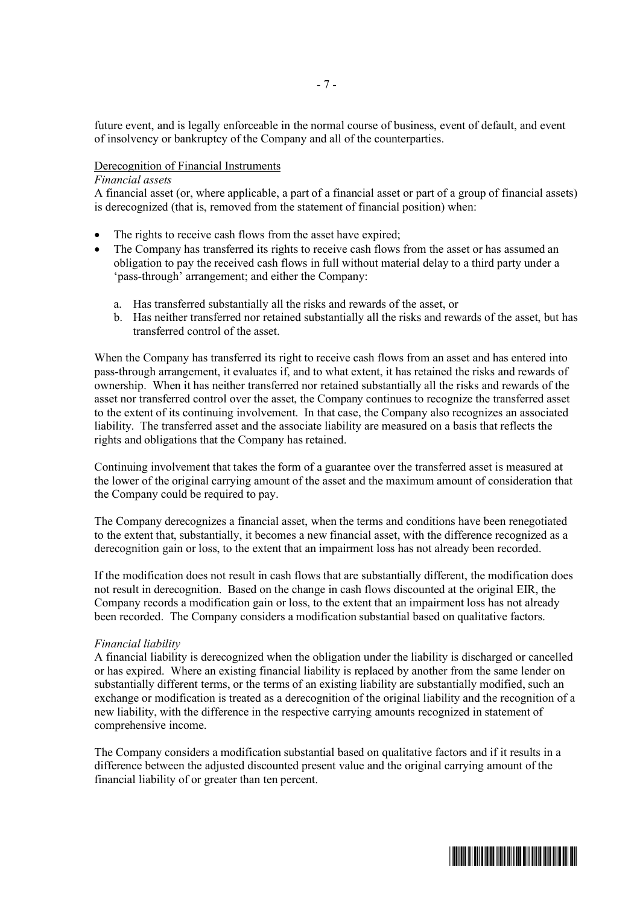future event, and is legally enforceable in the normal course of business, event of default, and event of insolvency or bankruptcy of the Company and all of the counterparties.

Derecognition of Financial Instruments

*Financial assets*

A financial asset (or, where applicable, a part of a financial asset or part of a group of financial assets) is derecognized (that is, removed from the statement of financial position) when:

- The rights to receive cash flows from the asset have expired;
- The Company has transferred its rights to receive cash flows from the asset or has assumed an obligation to pay the received cash flows in full without material delay to a third party under a 'pass-through' arrangement; and either the Company:

  a. Has transferred substantially all the risks and rewards of the asset, or
  b. Has neither transferred nor retained substantially all the risks and rewards of the asset, but has transferred control of the asset.

When the Company has transferred its right to receive cash flows from an asset and has entered into pass-through arrangement, it evaluates if, and to what extent, it has retained the risks and rewards of ownership. When it has neither transferred nor retained substantially all the risks and rewards of the asset nor transferred control over the asset, the Company continues to recognize the transferred asset to the extent of its continuing involvement. In that case, the Company also recognizes an associated liability. The transferred asset and the associate liability are measured on a basis that reflects the rights and obligations that the Company has retained.

Continuing involvement that takes the form of a guarantee over the transferred asset is measured at the lower of the original carrying amount of the asset and the maximum amount of consideration that the Company could be required to pay.

The Company derecognizes a financial asset, when the terms and conditions have been renegotiated to the extent that, substantially, it becomes a new financial asset, with the difference recognized as a derecognition gain or loss, to the extent that an impairment loss has not already been recorded.

If the modification does not result in cash flows that are substantially different, the modification does not result in derecognition. Based on the change in cash flows discounted at the original EIR, the Company records a modification gain or loss, to the extent that an impairment loss has not already been recorded. The Company considers a modification substantial based on qualitative factors.

*Financial liability*

A financial liability is derecognized when the obligation under the liability is discharged or cancelled or has expired. Where an existing financial liability is replaced by another from the same lender on substantially different terms, or the terms of an existing liability are substantially modified, such an exchange or modification is treated as a derecognition of the original liability and the recognition of a new liability, with the difference in the respective carrying amounts recognized in statement of comprehensive income.

The Company considers a modification substantial based on qualitative factors and if it results in a difference between the adjusted discounted present value and the original carrying amount of the financial liability of or greater than ten percent.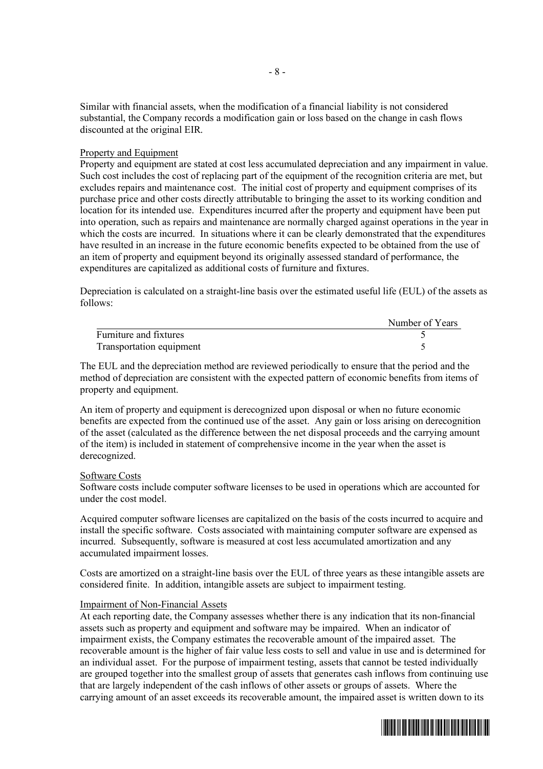Similar with financial assets, when the modification of a financial liability is not considered substantial, the Company records a modification gain or loss based on the change in cash flows discounted at the original EIR.

Property and Equipment

Property and equipment are stated at cost less accumulated depreciation and any impairment in value. Such cost includes the cost of replacing part of the equipment of the recognition criteria are met, but excludes repairs and maintenance cost. The initial cost of property and equipment comprises of its purchase price and other costs directly attributable to bringing the asset to its working condition and location for its intended use. Expenditures incurred after the property and equipment have been put into operation, such as repairs and maintenance are normally charged against operations in the year in which the costs are incurred. In situations where it can be clearly demonstrated that the expenditures have resulted in an increase in the future economic benefits expected to be obtained from the use of an item of property and equipment beyond its originally assessed standard of performance, the expenditures are capitalized as additional costs of furniture and fixtures.

Depreciation is calculated on a straight-line basis over the estimated useful life (EUL) of the assets as follows:

| | Number of Years |
|---|---|
| Furniture and fixtures | 5 |
| Transportation equipment | 5 |

The EUL and the depreciation method are reviewed periodically to ensure that the period and the method of depreciation are consistent with the expected pattern of economic benefits from items of property and equipment.

An item of property and equipment is derecognized upon disposal or when no future economic benefits are expected from the continued use of the asset. Any gain or loss arising on derecognition of the asset (calculated as the difference between the net disposal proceeds and the carrying amount of the item) is included in statement of comprehensive income in the year when the asset is derecognized.

Software Costs

Software costs include computer software licenses to be used in operations which are accounted for under the cost model.

Acquired computer software licenses are capitalized on the basis of the costs incurred to acquire and install the specific software. Costs associated with maintaining computer software are expensed as incurred. Subsequently, software is measured at cost less accumulated amortization and any accumulated impairment losses.

Costs are amortized on a straight-line basis over the EUL of three years as these intangible assets are considered finite. In addition, intangible assets are subject to impairment testing.

Impairment of Non-Financial Assets

At each reporting date, the Company assesses whether there is any indication that its non-financial assets such as property and equipment and software may be impaired. When an indicator of impairment exists, the Company estimates the recoverable amount of the impaired asset. The recoverable amount is the higher of fair value less costs to sell and value in use and is determined for an individual asset. For the purpose of impairment testing, assets that cannot be tested individually are grouped together into the smallest group of assets that generates cash inflows from continuing use that are largely independent of the cash inflows of other assets or groups of assets. Where the carrying amount of an asset exceeds its recoverable amount, the impaired asset is written down to its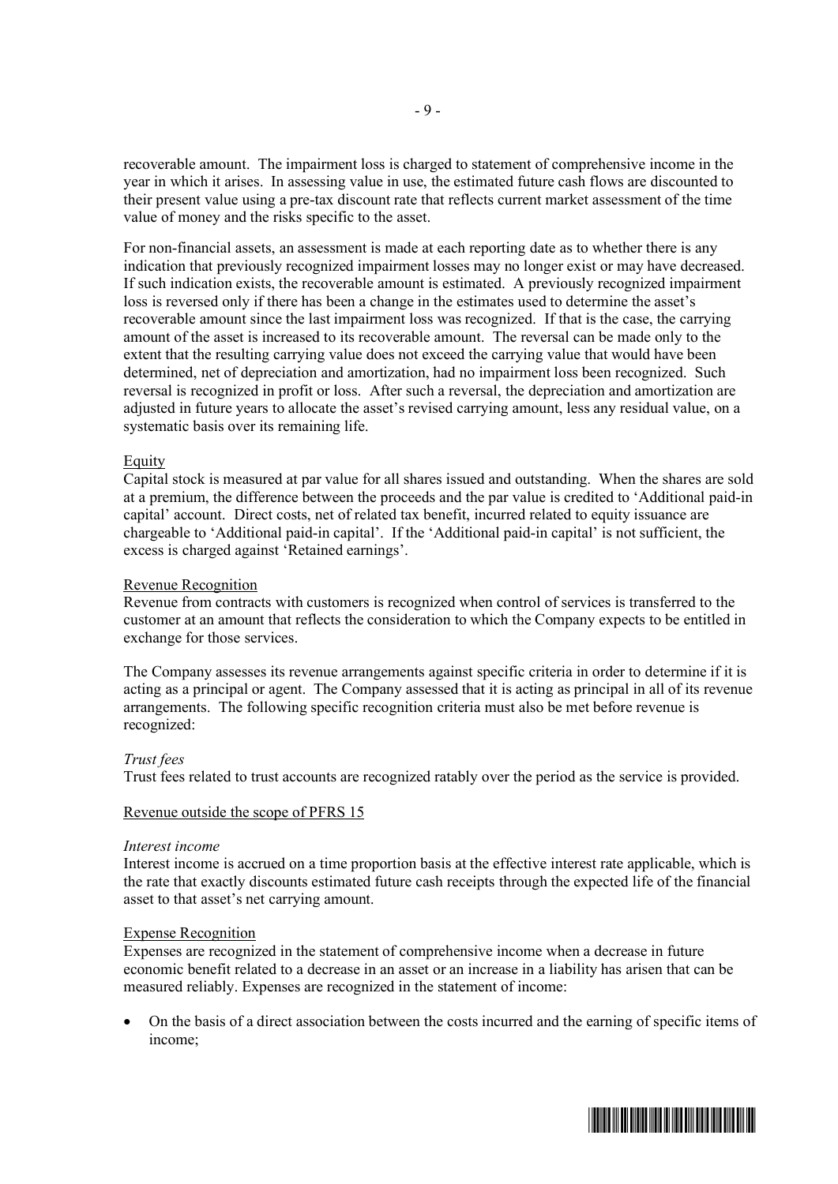recoverable amount. The impairment loss is charged to statement of comprehensive income in the year in which it arises. In assessing value in use, the estimated future cash flows are discounted to their present value using a pre-tax discount rate that reflects current market assessment of the time value of money and the risks specific to the asset.

For non-financial assets, an assessment is made at each reporting date as to whether there is any indication that previously recognized impairment losses may no longer exist or may have decreased. If such indication exists, the recoverable amount is estimated. A previously recognized impairment loss is reversed only if there has been a change in the estimates used to determine the asset's recoverable amount since the last impairment loss was recognized. If that is the case, the carrying amount of the asset is increased to its recoverable amount. The reversal can be made only to the extent that the resulting carrying value does not exceed the carrying value that would have been determined, net of depreciation and amortization, had no impairment loss been recognized. Such reversal is recognized in profit or loss. After such a reversal, the depreciation and amortization are adjusted in future years to allocate the asset's revised carrying amount, less any residual value, on a systematic basis over its remaining life.

Equity

Capital stock is measured at par value for all shares issued and outstanding. When the shares are sold at a premium, the difference between the proceeds and the par value is credited to 'Additional paid-in capital' account. Direct costs, net of related tax benefit, incurred related to equity issuance are chargeable to 'Additional paid-in capital'. If the 'Additional paid-in capital' is not sufficient, the excess is charged against 'Retained earnings'.

Revenue Recognition

Revenue from contracts with customers is recognized when control of services is transferred to the customer at an amount that reflects the consideration to which the Company expects to be entitled in exchange for those services.

The Company assesses its revenue arrangements against specific criteria in order to determine if it is acting as a principal or agent. The Company assessed that it is acting as principal in all of its revenue arrangements. The following specific recognition criteria must also be met before revenue is recognized:

*Trust fees*

Trust fees related to trust accounts are recognized ratably over the period as the service is provided.

Revenue outside the scope of PFRS 15

*Interest income*

Interest income is accrued on a time proportion basis at the effective interest rate applicable, which is the rate that exactly discounts estimated future cash receipts through the expected life of the financial asset to that asset's net carrying amount.

Expense Recognition

Expenses are recognized in the statement of comprehensive income when a decrease in future economic benefit related to a decrease in an asset or an increase in a liability has arisen that can be measured reliably. Expenses are recognized in the statement of income:

- On the basis of a direct association between the costs incurred and the earning of specific items of income;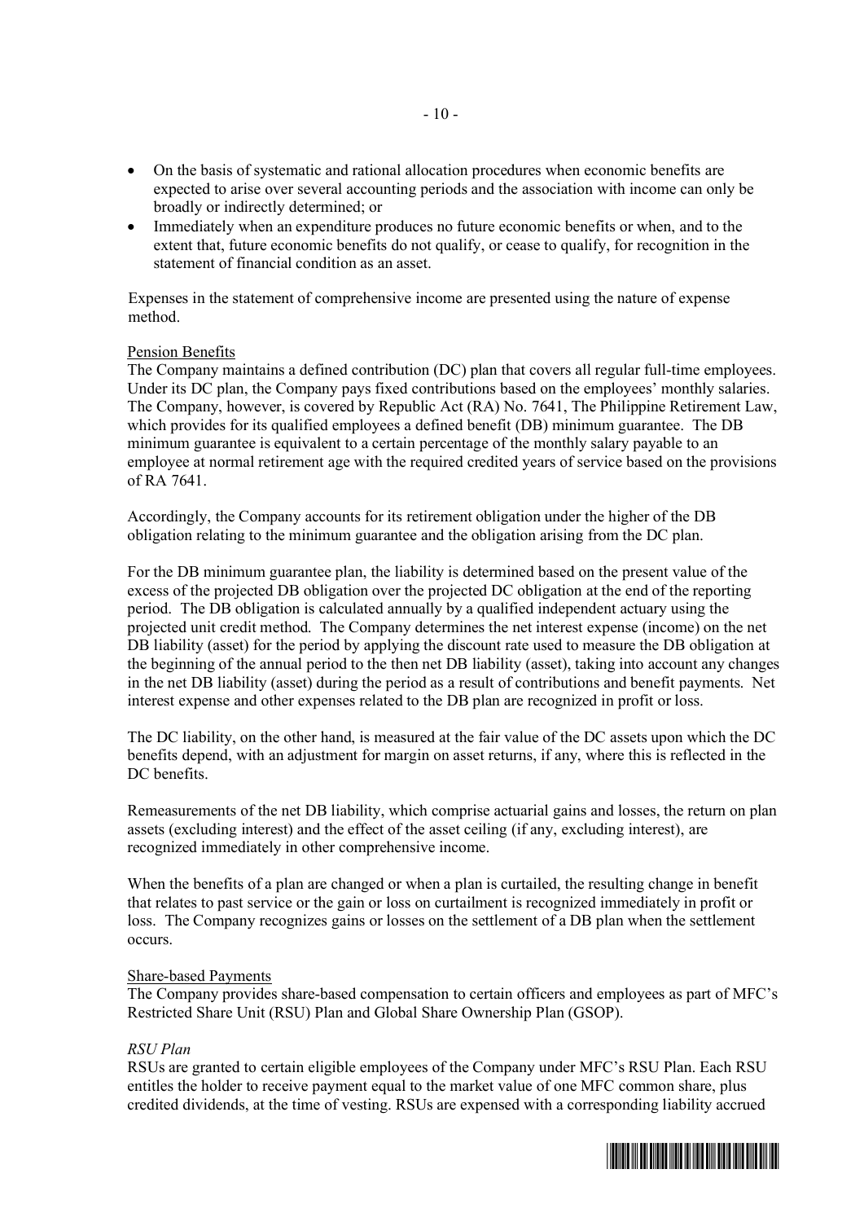- On the basis of systematic and rational allocation procedures when economic benefits are expected to arise over several accounting periods and the association with income can only be broadly or indirectly determined; or
- Immediately when an expenditure produces no future economic benefits or when, and to the extent that, future economic benefits do not qualify, or cease to qualify, for recognition in the statement of financial condition as an asset.

Expenses in the statement of comprehensive income are presented using the nature of expense method.

Pension Benefits

The Company maintains a defined contribution (DC) plan that covers all regular full-time employees. Under its DC plan, the Company pays fixed contributions based on the employees' monthly salaries. The Company, however, is covered by Republic Act (RA) No. 7641, The Philippine Retirement Law, which provides for its qualified employees a defined benefit (DB) minimum guarantee. The DB minimum guarantee is equivalent to a certain percentage of the monthly salary payable to an employee at normal retirement age with the required credited years of service based on the provisions of RA 7641.

Accordingly, the Company accounts for its retirement obligation under the higher of the DB obligation relating to the minimum guarantee and the obligation arising from the DC plan.

For the DB minimum guarantee plan, the liability is determined based on the present value of the excess of the projected DB obligation over the projected DC obligation at the end of the reporting period. The DB obligation is calculated annually by a qualified independent actuary using the projected unit credit method. The Company determines the net interest expense (income) on the net DB liability (asset) for the period by applying the discount rate used to measure the DB obligation at the beginning of the annual period to the then net DB liability (asset), taking into account any changes in the net DB liability (asset) during the period as a result of contributions and benefit payments. Net interest expense and other expenses related to the DB plan are recognized in profit or loss.

The DC liability, on the other hand, is measured at the fair value of the DC assets upon which the DC benefits depend, with an adjustment for margin on asset returns, if any, where this is reflected in the DC benefits.

Remeasurements of the net DB liability, which comprise actuarial gains and losses, the return on plan assets (excluding interest) and the effect of the asset ceiling (if any, excluding interest), are recognized immediately in other comprehensive income.

When the benefits of a plan are changed or when a plan is curtailed, the resulting change in benefit that relates to past service or the gain or loss on curtailment is recognized immediately in profit or loss. The Company recognizes gains or losses on the settlement of a DB plan when the settlement occurs.

Share-based Payments

The Company provides share-based compensation to certain officers and employees as part of MFC's Restricted Share Unit (RSU) Plan and Global Share Ownership Plan (GSOP).

*RSU Plan*

RSUs are granted to certain eligible employees of the Company under MFC's RSU Plan. Each RSU entitles the holder to receive payment equal to the market value of one MFC common share, plus credited dividends, at the time of vesting. RSUs are expensed with a corresponding liability accrued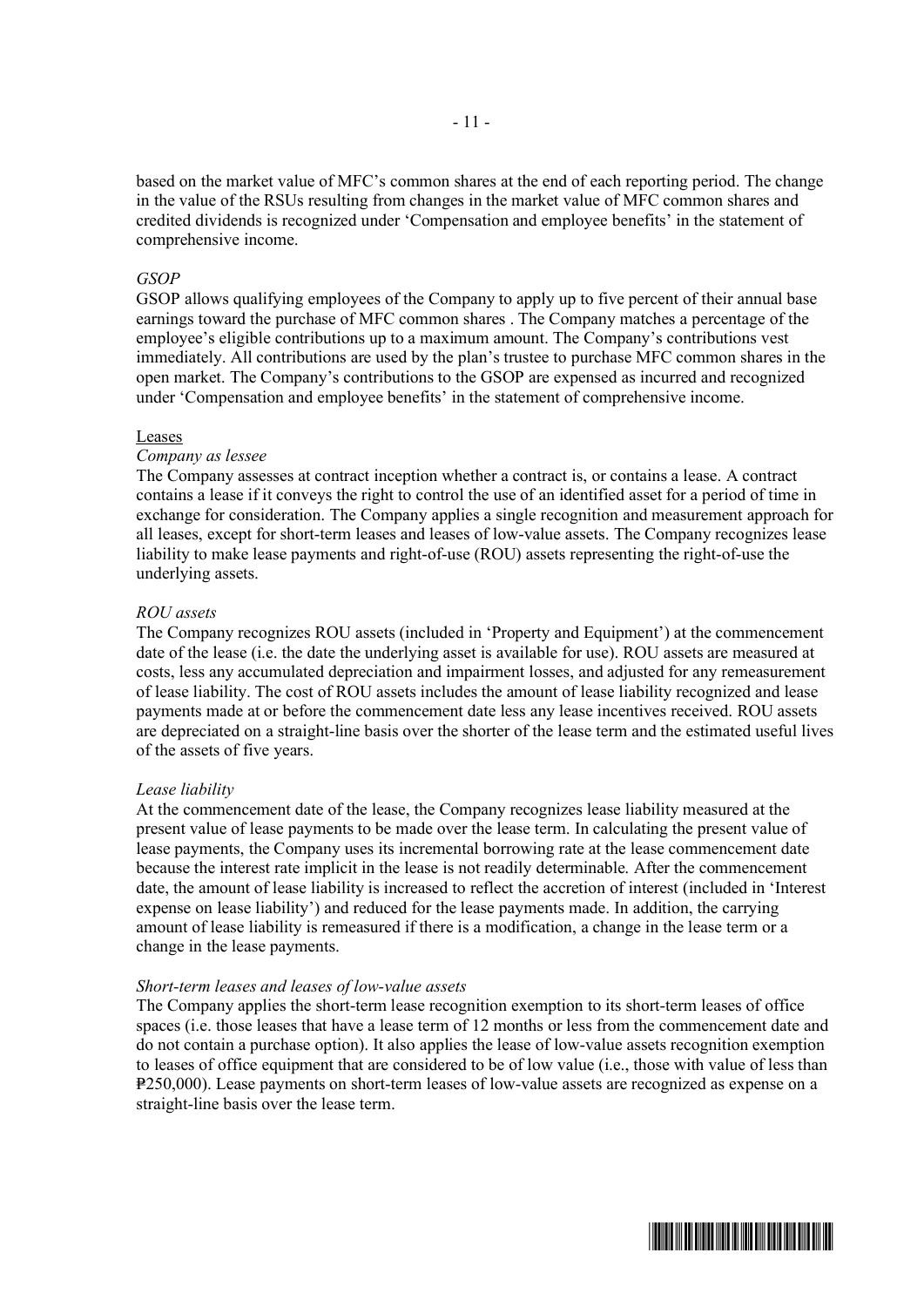based on the market value of MFC's common shares at the end of each reporting period. The change in the value of the RSUs resulting from changes in the market value of MFC common shares and credited dividends is recognized under 'Compensation and employee benefits' in the statement of comprehensive income.

*GSOP*

GSOP allows qualifying employees of the Company to apply up to five percent of their annual base earnings toward the purchase of MFC common shares . The Company matches a percentage of the employee's eligible contributions up to a maximum amount. The Company's contributions vest immediately. All contributions are used by the plan's trustee to purchase MFC common shares in the open market. The Company's contributions to the GSOP are expensed as incurred and recognized under 'Compensation and employee benefits' in the statement of comprehensive income.

Leases

*Company as lessee*

The Company assesses at contract inception whether a contract is, or contains a lease. A contract contains a lease if it conveys the right to control the use of an identified asset for a period of time in exchange for consideration. The Company applies a single recognition and measurement approach for all leases, except for short-term leases and leases of low-value assets. The Company recognizes lease liability to make lease payments and right-of-use (ROU) assets representing the right-of-use the underlying assets.

*ROU assets*

The Company recognizes ROU assets (included in 'Property and Equipment') at the commencement date of the lease (i.e. the date the underlying asset is available for use). ROU assets are measured at costs, less any accumulated depreciation and impairment losses, and adjusted for any remeasurement of lease liability. The cost of ROU assets includes the amount of lease liability recognized and lease payments made at or before the commencement date less any lease incentives received. ROU assets are depreciated on a straight-line basis over the shorter of the lease term and the estimated useful lives of the assets of five years.

*Lease liability*

At the commencement date of the lease, the Company recognizes lease liability measured at the present value of lease payments to be made over the lease term. In calculating the present value of lease payments, the Company uses its incremental borrowing rate at the lease commencement date because the interest rate implicit in the lease is not readily determinable. After the commencement date, the amount of lease liability is increased to reflect the accretion of interest (included in 'Interest expense on lease liability') and reduced for the lease payments made. In addition, the carrying amount of lease liability is remeasured if there is a modification, a change in the lease term or a change in the lease payments.

*Short-term leases and leases of low-value assets*

The Company applies the short-term lease recognition exemption to its short-term leases of office spaces (i.e. those leases that have a lease term of 12 months or less from the commencement date and do not contain a purchase option). It also applies the lease of low-value assets recognition exemption to leases of office equipment that are considered to be of low value (i.e., those with value of less than ₱250,000). Lease payments on short-term leases of low-value assets are recognized as expense on a straight-line basis over the lease term.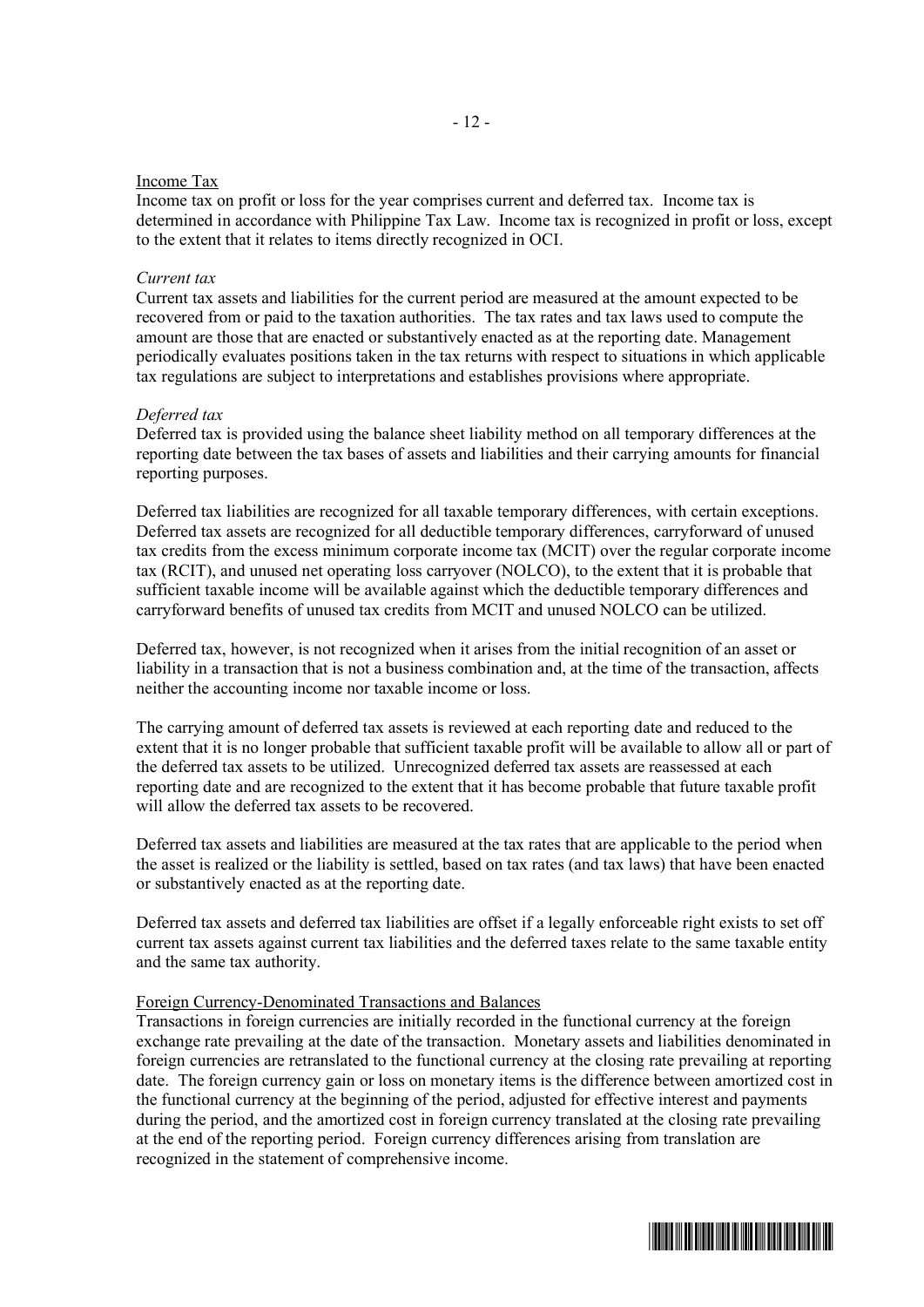Income Tax

Income tax on profit or loss for the year comprises current and deferred tax. Income tax is determined in accordance with Philippine Tax Law. Income tax is recognized in profit or loss, except to the extent that it relates to items directly recognized in OCI.

*Current tax*

Current tax assets and liabilities for the current period are measured at the amount expected to be recovered from or paid to the taxation authorities. The tax rates and tax laws used to compute the amount are those that are enacted or substantively enacted as at the reporting date. Management periodically evaluates positions taken in the tax returns with respect to situations in which applicable tax regulations are subject to interpretations and establishes provisions where appropriate.

*Deferred tax*

Deferred tax is provided using the balance sheet liability method on all temporary differences at the reporting date between the tax bases of assets and liabilities and their carrying amounts for financial reporting purposes.

Deferred tax liabilities are recognized for all taxable temporary differences, with certain exceptions. Deferred tax assets are recognized for all deductible temporary differences, carryforward of unused tax credits from the excess minimum corporate income tax (MCIT) over the regular corporate income tax (RCIT), and unused net operating loss carryover (NOLCO), to the extent that it is probable that sufficient taxable income will be available against which the deductible temporary differences and carryforward benefits of unused tax credits from MCIT and unused NOLCO can be utilized.

Deferred tax, however, is not recognized when it arises from the initial recognition of an asset or liability in a transaction that is not a business combination and, at the time of the transaction, affects neither the accounting income nor taxable income or loss.

The carrying amount of deferred tax assets is reviewed at each reporting date and reduced to the extent that it is no longer probable that sufficient taxable profit will be available to allow all or part of the deferred tax assets to be utilized. Unrecognized deferred tax assets are reassessed at each reporting date and are recognized to the extent that it has become probable that future taxable profit will allow the deferred tax assets to be recovered.

Deferred tax assets and liabilities are measured at the tax rates that are applicable to the period when the asset is realized or the liability is settled, based on tax rates (and tax laws) that have been enacted or substantively enacted as at the reporting date.

Deferred tax assets and deferred tax liabilities are offset if a legally enforceable right exists to set off current tax assets against current tax liabilities and the deferred taxes relate to the same taxable entity and the same tax authority.

Foreign Currency-Denominated Transactions and Balances

Transactions in foreign currencies are initially recorded in the functional currency at the foreign exchange rate prevailing at the date of the transaction. Monetary assets and liabilities denominated in foreign currencies are retranslated to the functional currency at the closing rate prevailing at reporting date. The foreign currency gain or loss on monetary items is the difference between amortized cost in the functional currency at the beginning of the period, adjusted for effective interest and payments during the period, and the amortized cost in foreign currency translated at the closing rate prevailing at the end of the reporting period. Foreign currency differences arising from translation are recognized in the statement of comprehensive income.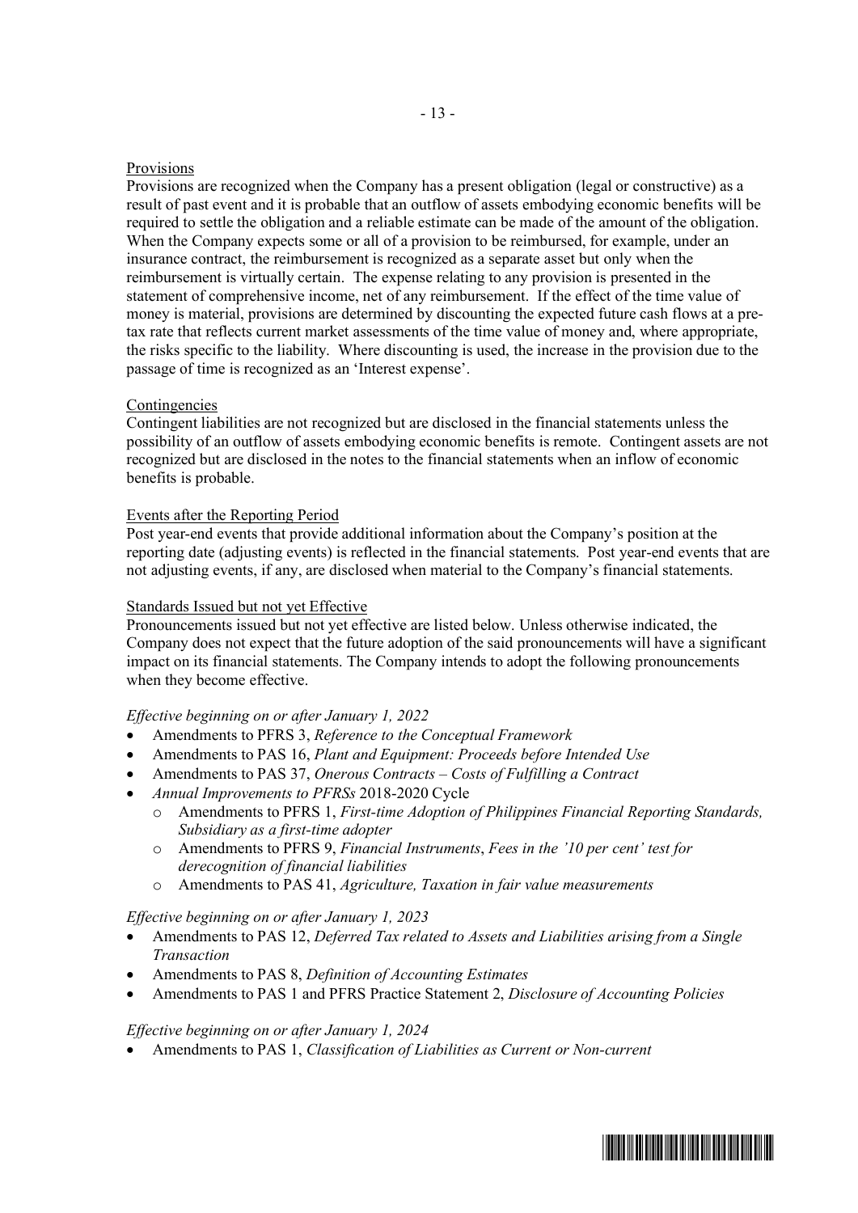## Provisions

Provisions are recognized when the Company has a present obligation (legal or constructive) as a result of past event and it is probable that an outflow of assets embodying economic benefits will be required to settle the obligation and a reliable estimate can be made of the amount of the obligation. When the Company expects some or all of a provision to be reimbursed, for example, under an insurance contract, the reimbursement is recognized as a separate asset but only when the reimbursement is virtually certain. The expense relating to any provision is presented in the statement of comprehensive income, net of any reimbursement. If the effect of the time value of money is material, provisions are determined by discounting the expected future cash flows at a pre-tax rate that reflects current market assessments of the time value of money and, where appropriate, the risks specific to the liability. Where discounting is used, the increase in the provision due to the passage of time is recognized as an 'Interest expense'.

## Contingencies

Contingent liabilities are not recognized but are disclosed in the financial statements unless the possibility of an outflow of assets embodying economic benefits is remote. Contingent assets are not recognized but are disclosed in the notes to the financial statements when an inflow of economic benefits is probable.

## Events after the Reporting Period

Post year-end events that provide additional information about the Company's position at the reporting date (adjusting events) is reflected in the financial statements. Post year-end events that are not adjusting events, if any, are disclosed when material to the Company's financial statements.

## Standards Issued but not yet Effective

Pronouncements issued but not yet effective are listed below. Unless otherwise indicated, the Company does not expect that the future adoption of the said pronouncements will have a significant impact on its financial statements. The Company intends to adopt the following pronouncements when they become effective.

*Effective beginning on or after January 1, 2022*

- Amendments to PFRS 3, *Reference to the Conceptual Framework*
- Amendments to PAS 16, *Plant and Equipment: Proceeds before Intended Use*
- Amendments to PAS 37, *Onerous Contracts – Costs of Fulfilling a Contract*
- *Annual Improvements to PFRSs* 2018-2020 Cycle
  - Amendments to PFRS 1, *First-time Adoption of Philippines Financial Reporting Standards, Subsidiary as a first-time adopter*
  - Amendments to PFRS 9, *Financial Instruments*, *Fees in the '10 per cent' test for derecognition of financial liabilities*
  - Amendments to PAS 41, *Agriculture, Taxation in fair value measurements*

*Effective beginning on or after January 1, 2023*

- Amendments to PAS 12, *Deferred Tax related to Assets and Liabilities arising from a Single Transaction*
- Amendments to PAS 8, *Definition of Accounting Estimates*
- Amendments to PAS 1 and PFRS Practice Statement 2, *Disclosure of Accounting Policies*

*Effective beginning on or after January 1, 2024*

- Amendments to PAS 1, *Classification of Liabilities as Current or Non-current*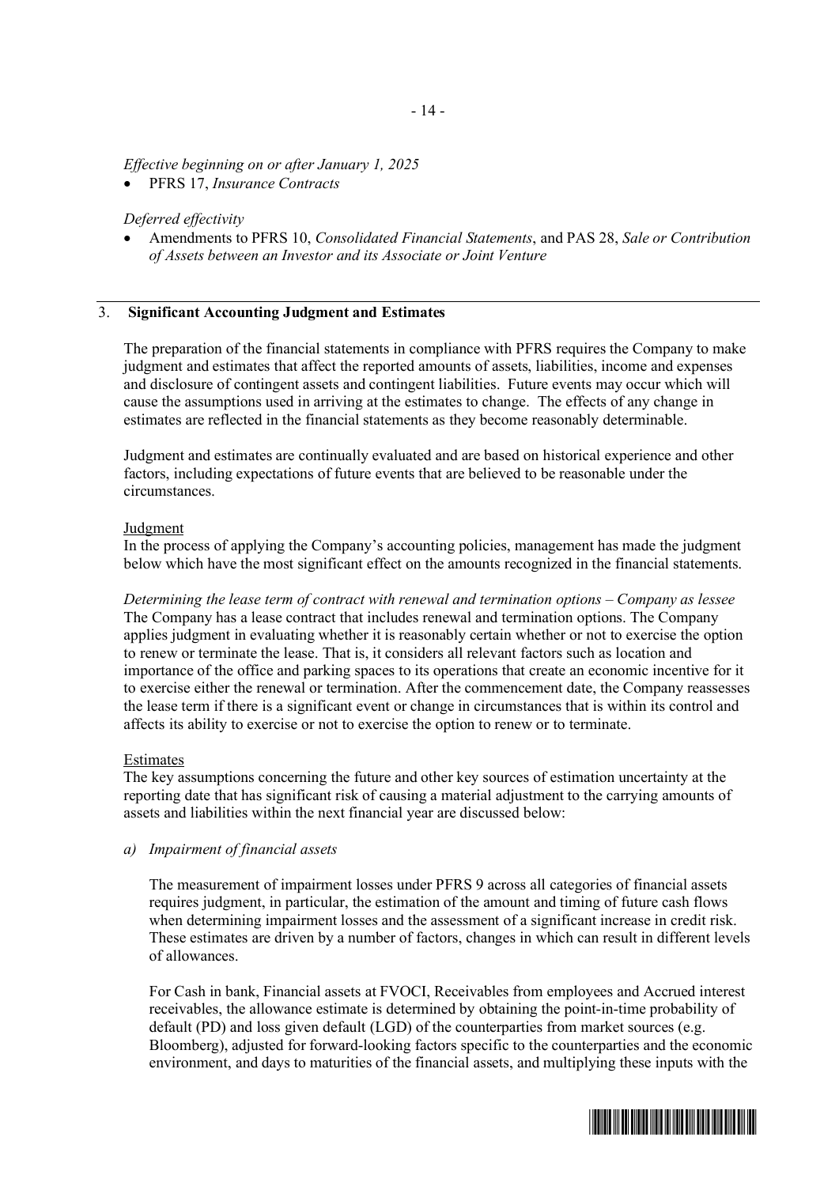*Effective beginning on or after January 1, 2025*

- PFRS 17, *Insurance Contracts*

*Deferred effectivity*

- Amendments to PFRS 10, *Consolidated Financial Statements*, and PAS 28, *Sale or Contribution of Assets between an Investor and its Associate or Joint Venture*

## 3. Significant Accounting Judgment and Estimates

The preparation of the financial statements in compliance with PFRS requires the Company to make judgment and estimates that affect the reported amounts of assets, liabilities, income and expenses and disclosure of contingent assets and contingent liabilities. Future events may occur which will cause the assumptions used in arriving at the estimates to change. The effects of any change in estimates are reflected in the financial statements as they become reasonably determinable.

Judgment and estimates are continually evaluated and are based on historical experience and other factors, including expectations of future events that are believed to be reasonable under the circumstances.

### Judgment

In the process of applying the Company's accounting policies, management has made the judgment below which have the most significant effect on the amounts recognized in the financial statements.

*Determining the lease term of contract with renewal and termination options – Company as lessee*
The Company has a lease contract that includes renewal and termination options. The Company applies judgment in evaluating whether it is reasonably certain whether or not to exercise the option to renew or terminate the lease. That is, it considers all relevant factors such as location and importance of the office and parking spaces to its operations that create an economic incentive for it to exercise either the renewal or termination. After the commencement date, the Company reassesses the lease term if there is a significant event or change in circumstances that is within its control and affects its ability to exercise or not to exercise the option to renew or to terminate.

### Estimates

The key assumptions concerning the future and other key sources of estimation uncertainty at the reporting date that has significant risk of causing a material adjustment to the carrying amounts of assets and liabilities within the next financial year are discussed below:

*a) Impairment of financial assets*

The measurement of impairment losses under PFRS 9 across all categories of financial assets requires judgment, in particular, the estimation of the amount and timing of future cash flows when determining impairment losses and the assessment of a significant increase in credit risk. These estimates are driven by a number of factors, changes in which can result in different levels of allowances.

For Cash in bank, Financial assets at FVOCI, Receivables from employees and Accrued interest receivables, the allowance estimate is determined by obtaining the point-in-time probability of default (PD) and loss given default (LGD) of the counterparties from market sources (e.g. Bloomberg), adjusted for forward-looking factors specific to the counterparties and the economic environment, and days to maturities of the financial assets, and multiplying these inputs with the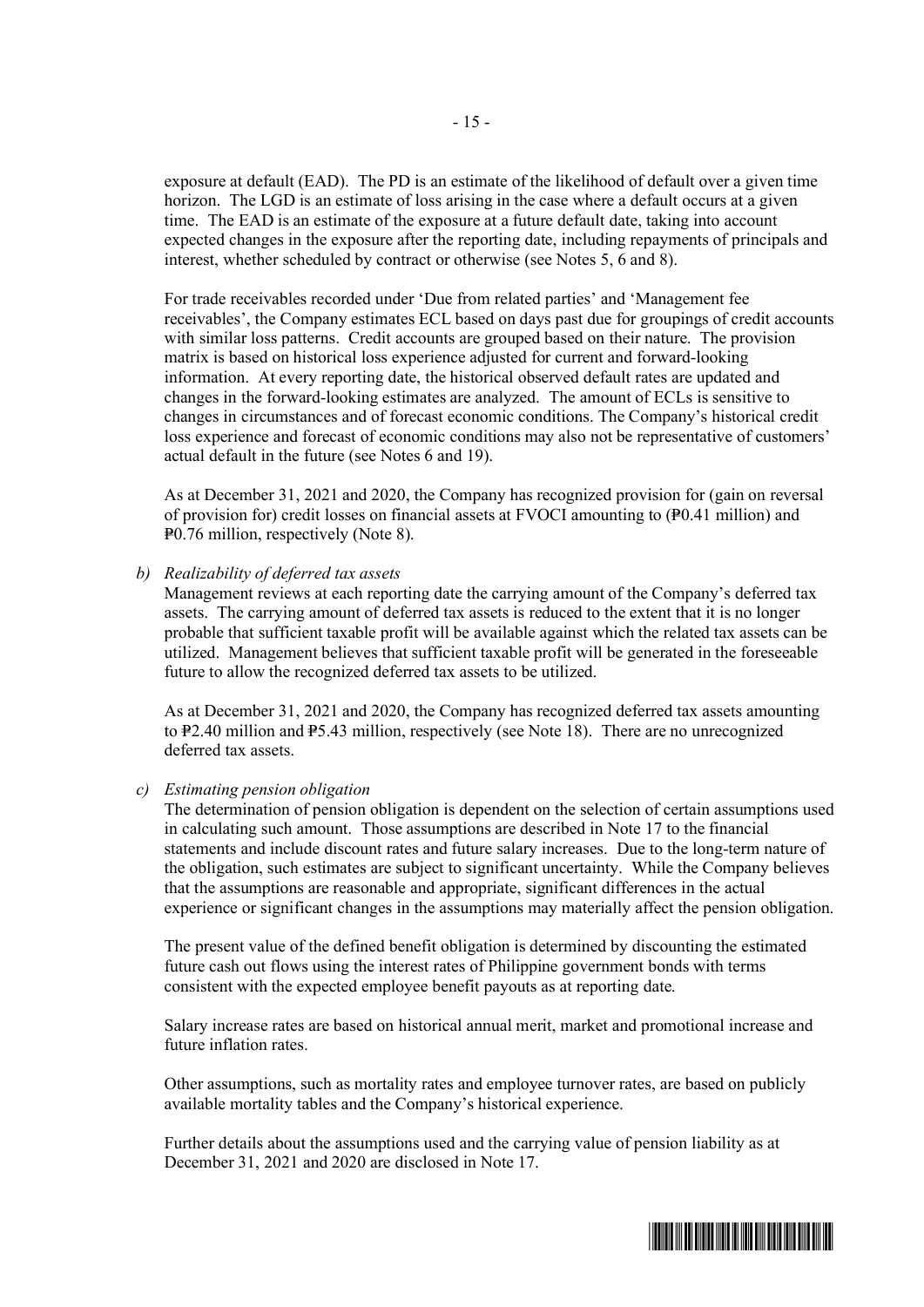exposure at default (EAD). The PD is an estimate of the likelihood of default over a given time horizon. The LGD is an estimate of loss arising in the case where a default occurs at a given time. The EAD is an estimate of the exposure at a future default date, taking into account expected changes in the exposure after the reporting date, including repayments of principals and interest, whether scheduled by contract or otherwise (see Notes 5, 6 and 8).

For trade receivables recorded under 'Due from related parties' and 'Management fee receivables', the Company estimates ECL based on days past due for groupings of credit accounts with similar loss patterns. Credit accounts are grouped based on their nature. The provision matrix is based on historical loss experience adjusted for current and forward-looking information. At every reporting date, the historical observed default rates are updated and changes in the forward-looking estimates are analyzed. The amount of ECLs is sensitive to changes in circumstances and of forecast economic conditions. The Company's historical credit loss experience and forecast of economic conditions may also not be representative of customers' actual default in the future (see Notes 6 and 19).

As at December 31, 2021 and 2020, the Company has recognized provision for (gain on reversal of provision for) credit losses on financial assets at FVOCI amounting to (₱0.41 million) and ₱0.76 million, respectively (Note 8).

b) *Realizability of deferred tax assets*

Management reviews at each reporting date the carrying amount of the Company's deferred tax assets. The carrying amount of deferred tax assets is reduced to the extent that it is no longer probable that sufficient taxable profit will be available against which the related tax assets can be utilized. Management believes that sufficient taxable profit will be generated in the foreseeable future to allow the recognized deferred tax assets to be utilized.

As at December 31, 2021 and 2020, the Company has recognized deferred tax assets amounting to ₱2.40 million and ₱5.43 million, respectively (see Note 18). There are no unrecognized deferred tax assets.

c) *Estimating pension obligation*

The determination of pension obligation is dependent on the selection of certain assumptions used in calculating such amount. Those assumptions are described in Note 17 to the financial statements and include discount rates and future salary increases. Due to the long-term nature of the obligation, such estimates are subject to significant uncertainty. While the Company believes that the assumptions are reasonable and appropriate, significant differences in the actual experience or significant changes in the assumptions may materially affect the pension obligation.

The present value of the defined benefit obligation is determined by discounting the estimated future cash out flows using the interest rates of Philippine government bonds with terms consistent with the expected employee benefit payouts as at reporting date.

Salary increase rates are based on historical annual merit, market and promotional increase and future inflation rates.

Other assumptions, such as mortality rates and employee turnover rates, are based on publicly available mortality tables and the Company's historical experience.

Further details about the assumptions used and the carrying value of pension liability as at December 31, 2021 and 2020 are disclosed in Note 17.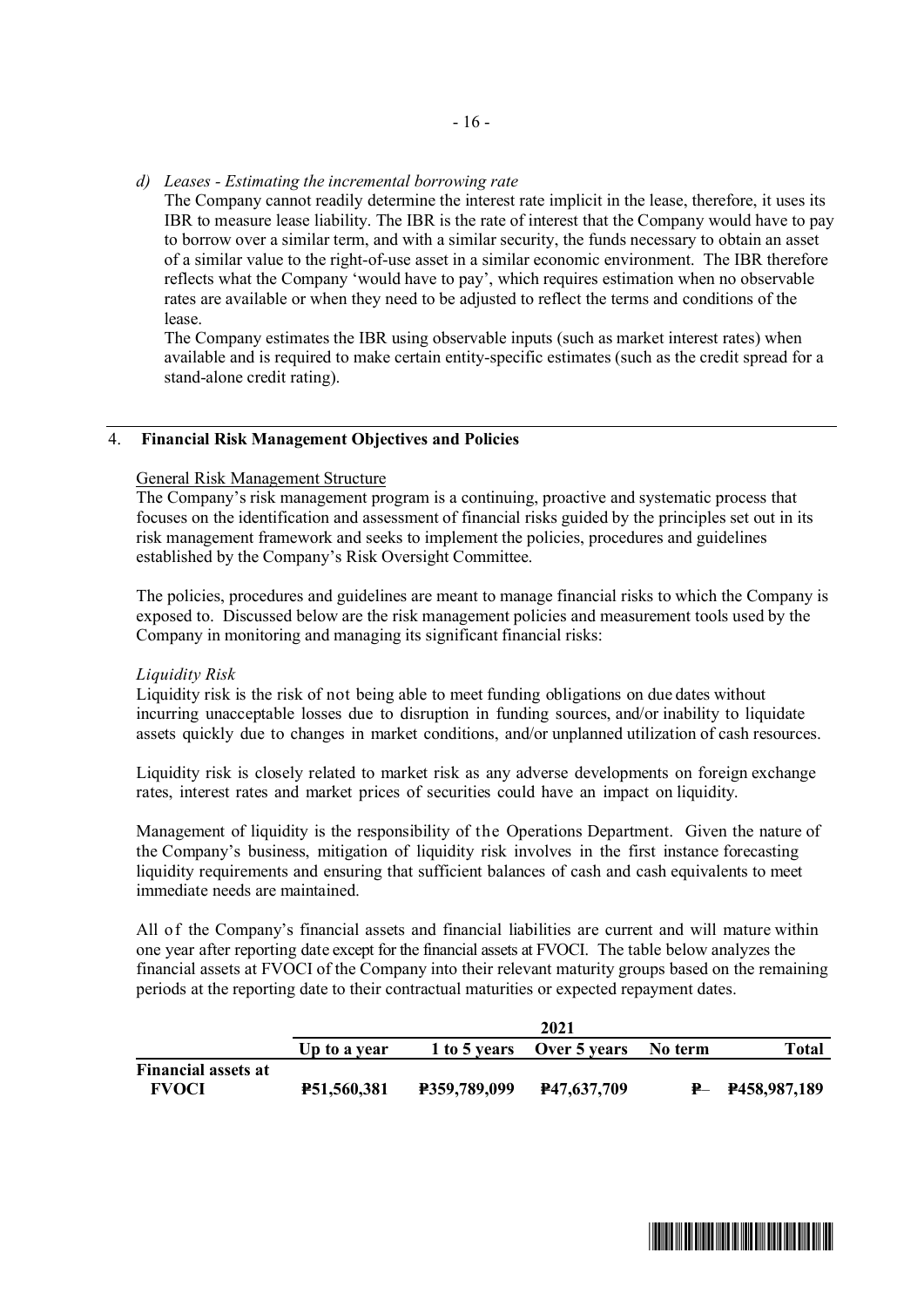*d) Leases - Estimating the incremental borrowing rate*

The Company cannot readily determine the interest rate implicit in the lease, therefore, it uses its IBR to measure lease liability. The IBR is the rate of interest that the Company would have to pay to borrow over a similar term, and with a similar security, the funds necessary to obtain an asset of a similar value to the right-of-use asset in a similar economic environment. The IBR therefore reflects what the Company 'would have to pay', which requires estimation when no observable rates are available or when they need to be adjusted to reflect the terms and conditions of the lease.

The Company estimates the IBR using observable inputs (such as market interest rates) when available and is required to make certain entity-specific estimates (such as the credit spread for a stand-alone credit rating).

## 4. Financial Risk Management Objectives and Policies

General Risk Management Structure

The Company's risk management program is a continuing, proactive and systematic process that focuses on the identification and assessment of financial risks guided by the principles set out in its risk management framework and seeks to implement the policies, procedures and guidelines established by the Company's Risk Oversight Committee.

The policies, procedures and guidelines are meant to manage financial risks to which the Company is exposed to. Discussed below are the risk management policies and measurement tools used by the Company in monitoring and managing its significant financial risks:

*Liquidity Risk*

Liquidity risk is the risk of not being able to meet funding obligations on due dates without incurring unacceptable losses due to disruption in funding sources, and/or inability to liquidate assets quickly due to changes in market conditions, and/or unplanned utilization of cash resources.

Liquidity risk is closely related to market risk as any adverse developments on foreign exchange rates, interest rates and market prices of securities could have an impact on liquidity.

Management of liquidity is the responsibility of the Operations Department. Given the nature of the Company's business, mitigation of liquidity risk involves in the first instance forecasting liquidity requirements and ensuring that sufficient balances of cash and cash equivalents to meet immediate needs are maintained.

All of the Company's financial assets and financial liabilities are current and will mature within one year after reporting date except for the financial assets at FVOCI. The table below analyzes the financial assets at FVOCI of the Company into their relevant maturity groups based on the remaining periods at the reporting date to their contractual maturities or expected repayment dates.

| | 2021 | | | | |
|---|---|---|---|---|---|
| | **Up to a year** | **1 to 5 years** | **Over 5 years** | **No term** | **Total** |
| **Financial assets at FVOCI** | **₱51,560,381** | **₱359,789,099** | **₱47,637,709** | **₱–** | **₱458,987,189** |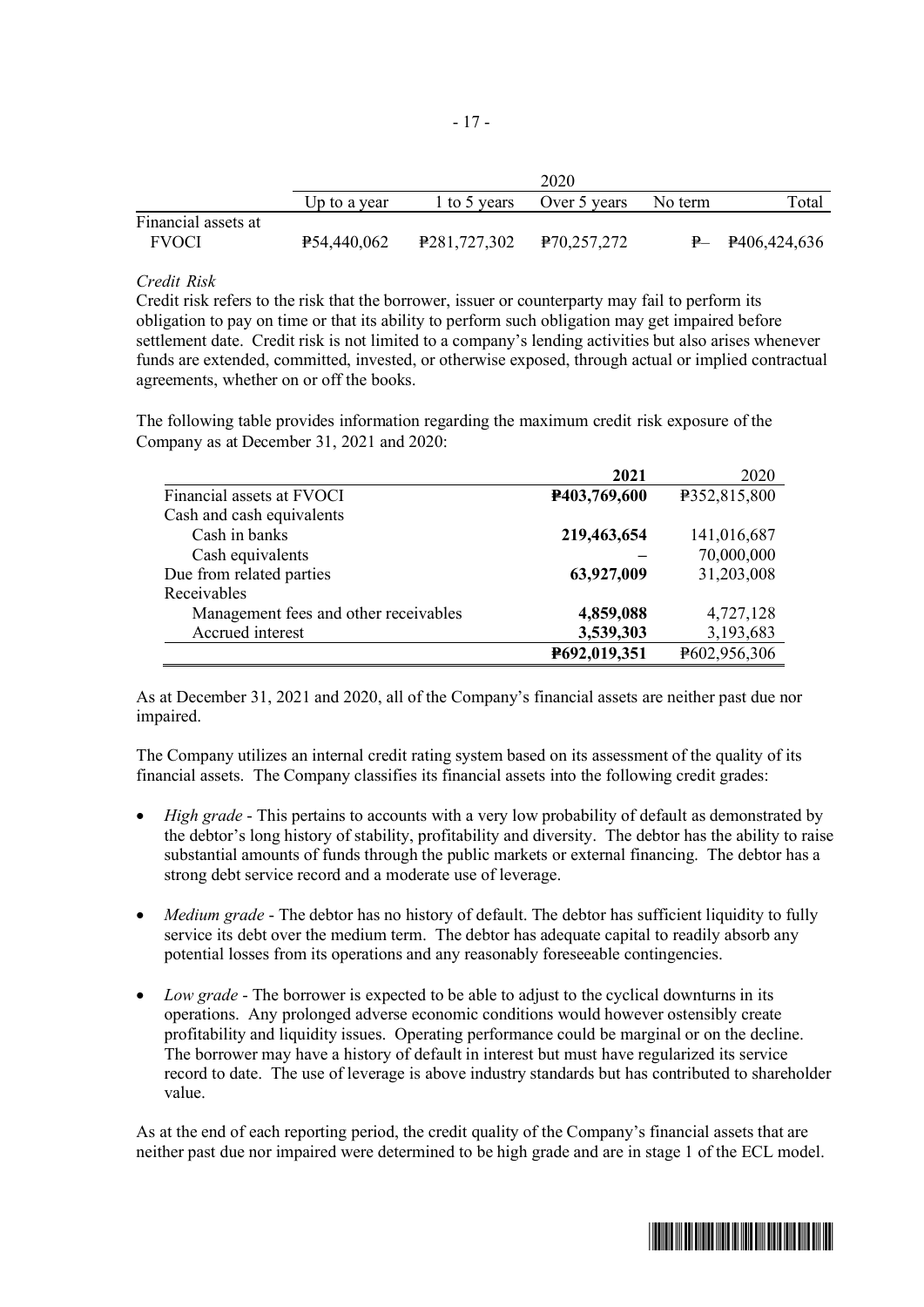| | 2020 | | | | |
|---|---|---|---|---|---|
| | Up to a year | 1 to 5 years | Over 5 years | No term | Total |
| Financial assets at FVOCI | ₱54,440,062 | ₱281,727,302 | ₱70,257,272 | ₱– | ₱406,424,636 |

*Credit Risk*
Credit risk refers to the risk that the borrower, issuer or counterparty may fail to perform its obligation to pay on time or that its ability to perform such obligation may get impaired before settlement date. Credit risk is not limited to a company's lending activities but also arises whenever funds are extended, committed, invested, or otherwise exposed, through actual or implied contractual agreements, whether on or off the books.

The following table provides information regarding the maximum credit risk exposure of the Company as at December 31, 2021 and 2020:

| | **2021** | 2020 |
|---|---|---|
| Financial assets at FVOCI | **₱403,769,600** | ₱352,815,800 |
| Cash and cash equivalents | | |
| Cash in banks | **219,463,654** | 141,016,687 |
| Cash equivalents | **–** | 70,000,000 |
| Due from related parties | **63,927,009** | 31,203,008 |
| Receivables | | |
| Management fees and other receivables | **4,859,088** | 4,727,128 |
| Accrued interest | **3,539,303** | 3,193,683 |
| | **₱692,019,351** | ₱602,956,306 |

As at December 31, 2021 and 2020, all of the Company's financial assets are neither past due nor impaired.

The Company utilizes an internal credit rating system based on its assessment of the quality of its financial assets. The Company classifies its financial assets into the following credit grades:

- *High grade* - This pertains to accounts with a very low probability of default as demonstrated by the debtor's long history of stability, profitability and diversity. The debtor has the ability to raise substantial amounts of funds through the public markets or external financing. The debtor has a strong debt service record and a moderate use of leverage.

- *Medium grade* - The debtor has no history of default. The debtor has sufficient liquidity to fully service its debt over the medium term. The debtor has adequate capital to readily absorb any potential losses from its operations and any reasonably foreseeable contingencies.

- *Low grade* - The borrower is expected to be able to adjust to the cyclical downturns in its operations. Any prolonged adverse economic conditions would however ostensibly create profitability and liquidity issues. Operating performance could be marginal or on the decline. The borrower may have a history of default in interest but must have regularized its service record to date. The use of leverage is above industry standards but has contributed to shareholder value.

As at the end of each reporting period, the credit quality of the Company's financial assets that are neither past due nor impaired were determined to be high grade and are in stage 1 of the ECL model.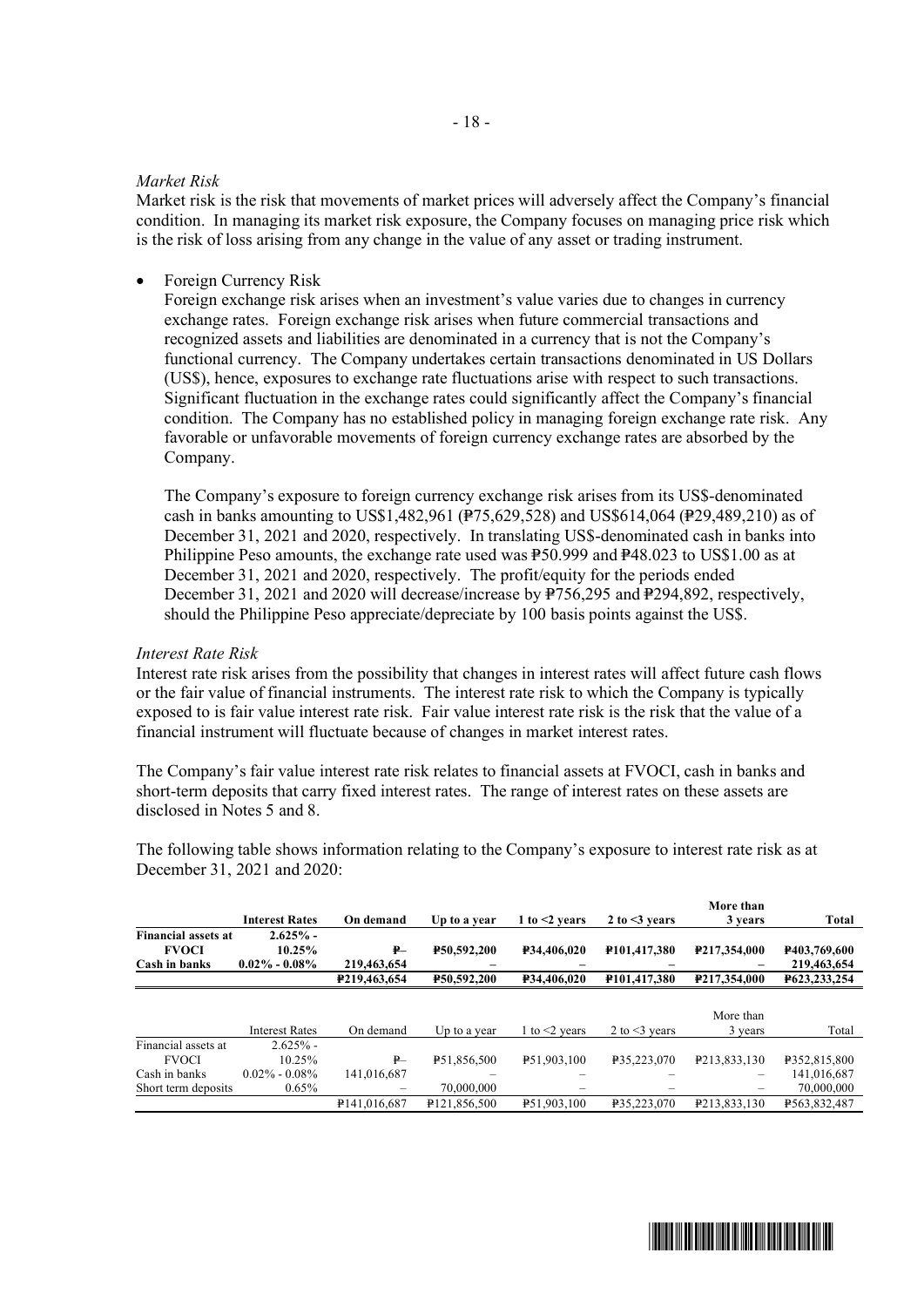*Market Risk*
Market risk is the risk that movements of market prices will adversely affect the Company's financial condition. In managing its market risk exposure, the Company focuses on managing price risk which is the risk of loss arising from any change in the value of any asset or trading instrument.

- Foreign Currency Risk
  Foreign exchange risk arises when an investment's value varies due to changes in currency exchange rates. Foreign exchange risk arises when future commercial transactions and recognized assets and liabilities are denominated in a currency that is not the Company's functional currency. The Company undertakes certain transactions denominated in US Dollars (US$), hence, exposures to exchange rate fluctuations arise with respect to such transactions. Significant fluctuation in the exchange rates could significantly affect the Company's financial condition. The Company has no established policy in managing foreign exchange rate risk. Any favorable or unfavorable movements of foreign currency exchange rates are absorbed by the Company.

  The Company's exposure to foreign currency exchange risk arises from its US$-denominated cash in banks amounting to US$1,482,961 (₱75,629,528) and US$614,064 (₱29,489,210) as of December 31, 2021 and 2020, respectively. In translating US$-denominated cash in banks into Philippine Peso amounts, the exchange rate used was ₱50.999 and ₱48.023 to US$1.00 as at December 31, 2021 and 2020, respectively. The profit/equity for the periods ended December 31, 2021 and 2020 will decrease/increase by ₱756,295 and ₱294,892, respectively, should the Philippine Peso appreciate/depreciate by 100 basis points against the US$.

*Interest Rate Risk*
Interest rate risk arises from the possibility that changes in interest rates will affect future cash flows or the fair value of financial instruments. The interest rate risk to which the Company is typically exposed to is fair value interest rate risk. Fair value interest rate risk is the risk that the value of a financial instrument will fluctuate because of changes in market interest rates.

The Company's fair value interest rate risk relates to financial assets at FVOCI, cash in banks and short-term deposits that carry fixed interest rates. The range of interest rates on these assets are disclosed in Notes 5 and 8.

The following table shows information relating to the Company's exposure to interest rate risk as at December 31, 2021 and 2020:

| | **Interest Rates** | **On demand** | **Up to a year** | **1 to <2 years** | **2 to <3 years** | **More than 3 years** | **Total** |
|---|---|---|---|---|---|---|---|
| **Financial assets at FVOCI** | **2.625% - 10.25%** | **₱–** | **₱50,592,200** | **₱34,406,020** | **₱101,417,380** | **₱217,354,000** | **₱403,769,600** |
| **Cash in banks** | **0.02% - 0.08%** | **219,463,654** | **–** | **–** | **–** | **–** | **219,463,654** |
| | | **₱219,463,654** | **₱50,592,200** | **₱34,406,020** | **₱101,417,380** | **₱217,354,000** | **₱623,233,254** |

| | Interest Rates | On demand | Up to a year | 1 to <2 years | 2 to <3 years | More than 3 years | Total |
|---|---|---|---|---|---|---|---|
| Financial assets at FVOCI | 2.625% - 10.25% | ₱– | ₱51,856,500 | ₱51,903,100 | ₱35,223,070 | ₱213,833,130 | ₱352,815,800 |
| Cash in banks | 0.02% - 0.08% | 141,016,687 | – | – | – | – | 141,016,687 |
| Short term deposits | 0.65% | – | 70,000,000 | – | – | – | 70,000,000 |
| | | ₱141,016,687 | ₱121,856,500 | ₱51,903,100 | ₱35,223,070 | ₱213,833,130 | ₱563,832,487 |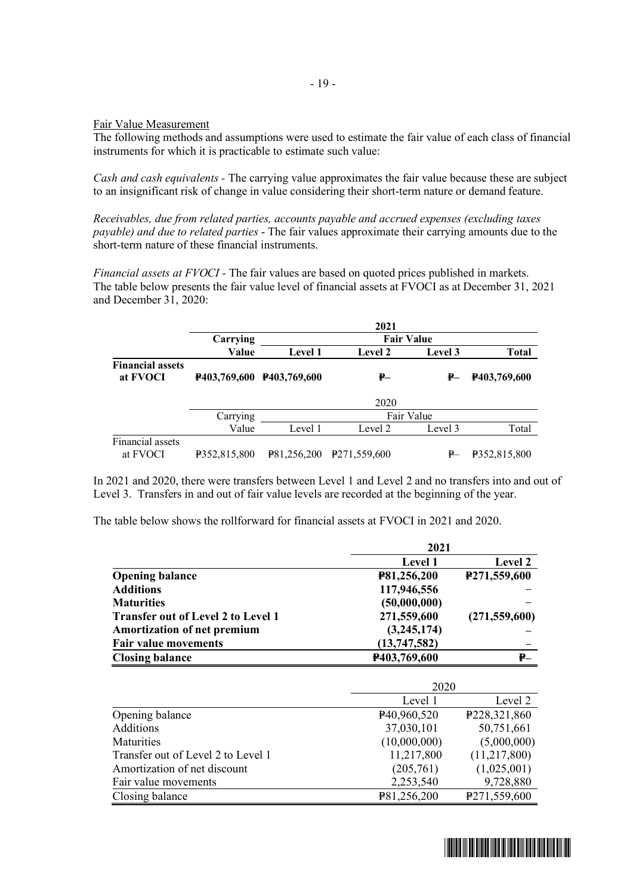Fair Value Measurement

The following methods and assumptions were used to estimate the fair value of each class of financial instruments for which it is practicable to estimate such value:

*Cash and cash equivalents* - The carrying value approximates the fair value because these are subject to an insignificant risk of change in value considering their short-term nature or demand feature.

*Receivables, due from related parties, accounts payable and accrued expenses (excluding taxes payable) and due to related parties* - The fair values approximate their carrying amounts due to the short-term nature of these financial instruments.

*Financial assets at FVOCI* - The fair values are based on quoted prices published in markets. The table below presents the fair value level of financial assets at FVOCI as at December 31, 2021 and December 31, 2020:

| | **2021** | | | | |
|---|---|---|---|---|---|
| | **Carrying Value** | **Fair Value** | | | |
| | | **Level 1** | **Level 2** | **Level 3** | **Total** |
| **Financial assets at FVOCI** | **₱403,769,600** | **₱403,769,600** | **₱–** | **₱–** | **₱403,769,600** |

| | 2020 | | | | |
|---|---|---|---|---|---|
| | Carrying Value | Fair Value | | | |
| | | Level 1 | Level 2 | Level 3 | Total |
| Financial assets at FVOCI | ₱352,815,800 | ₱81,256,200 | ₱271,559,600 | ₱– | ₱352,815,800 |

In 2021 and 2020, there were transfers between Level 1 and Level 2 and no transfers into and out of Level 3. Transfers in and out of fair value levels are recorded at the beginning of the year.

The table below shows the rollforward for financial assets at FVOCI in 2021 and 2020.

| | **2021** | |
|---|---|---|
| | **Level 1** | **Level 2** |
| **Opening balance** | **₱81,256,200** | **₱271,559,600** |
| **Additions** | **117,946,556** | **–** |
| **Maturities** | **(50,000,000)** | **–** |
| **Transfer out of Level 2 to Level 1** | **271,559,600** | **(271,559,600)** |
| **Amortization of net premium** | **(3,245,174)** | **–** |
| **Fair value movements** | **(13,747,582)** | **–** |
| **Closing balance** | **₱403,769,600** | **₱–** |

| | 2020 | |
|---|---|---|
| | Level 1 | Level 2 |
| Opening balance | ₱40,960,520 | ₱228,321,860 |
| Additions | 37,030,101 | 50,751,661 |
| Maturities | (10,000,000) | (5,000,000) |
| Transfer out of Level 2 to Level 1 | 11,217,800 | (11,217,800) |
| Amortization of net discount | (205,761) | (1,025,001) |
| Fair value movements | 2,253,540 | 9,728,880 |
| Closing balance | ₱81,256,200 | ₱271,559,600 |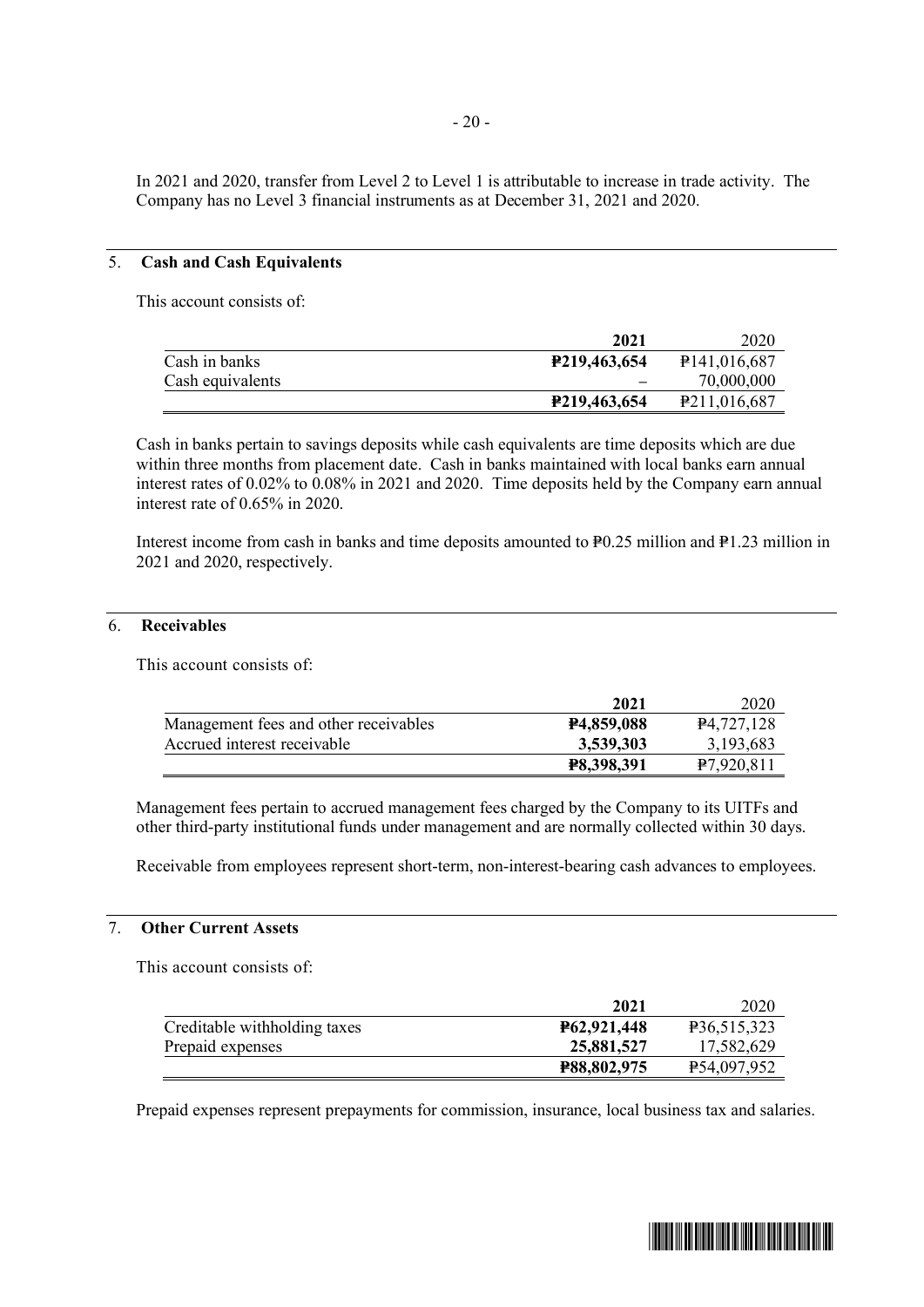In 2021 and 2020, transfer from Level 2 to Level 1 is attributable to increase in trade activity. The Company has no Level 3 financial instruments as at December 31, 2021 and 2020.

## 5. Cash and Cash Equivalents

This account consists of:

| | 2021 | 2020 |
|---|---|---|
| Cash in banks | **₱219,463,654** | ₱141,016,687 |
| Cash equivalents | – | 70,000,000 |
| | **₱219,463,654** | ₱211,016,687 |

Cash in banks pertain to savings deposits while cash equivalents are time deposits which are due within three months from placement date. Cash in banks maintained with local banks earn annual interest rates of 0.02% to 0.08% in 2021 and 2020. Time deposits held by the Company earn annual interest rate of 0.65% in 2020.

Interest income from cash in banks and time deposits amounted to ₱0.25 million and ₱1.23 million in 2021 and 2020, respectively.

## 6. Receivables

This account consists of:

| | 2021 | 2020 |
|---|---|---|
| Management fees and other receivables | **₱4,859,088** | ₱4,727,128 |
| Accrued interest receivable | **3,539,303** | 3,193,683 |
| | **₱8,398,391** | ₱7,920,811 |

Management fees pertain to accrued management fees charged by the Company to its UITFs and other third-party institutional funds under management and are normally collected within 30 days.

Receivable from employees represent short-term, non-interest-bearing cash advances to employees.

## 7. Other Current Assets

This account consists of:

| | 2021 | 2020 |
|---|---|---|
| Creditable withholding taxes | **₱62,921,448** | ₱36,515,323 |
| Prepaid expenses | **25,881,527** | 17,582,629 |
| | **₱88,802,975** | ₱54,097,952 |

Prepaid expenses represent prepayments for commission, insurance, local business tax and salaries.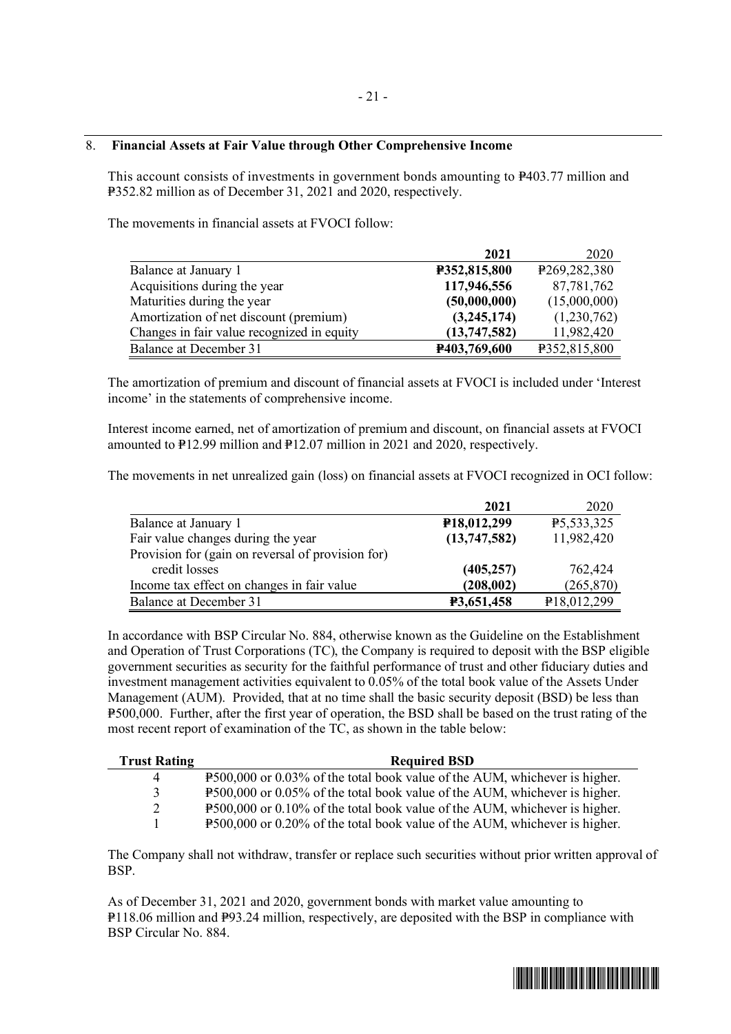## 8. Financial Assets at Fair Value through Other Comprehensive Income

This account consists of investments in government bonds amounting to ₱403.77 million and ₱352.82 million as of December 31, 2021 and 2020, respectively.

The movements in financial assets at FVOCI follow:

| | **2021** | 2020 |
|---|---|---|
| Balance at January 1 | **₱352,815,800** | ₱269,282,380 |
| Acquisitions during the year | **117,946,556** | 87,781,762 |
| Maturities during the year | **(50,000,000)** | (15,000,000) |
| Amortization of net discount (premium) | **(3,245,174)** | (1,230,762) |
| Changes in fair value recognized in equity | **(13,747,582)** | 11,982,420 |
| Balance at December 31 | **₱403,769,600** | ₱352,815,800 |

The amortization of premium and discount of financial assets at FVOCI is included under 'Interest income' in the statements of comprehensive income.

Interest income earned, net of amortization of premium and discount, on financial assets at FVOCI amounted to ₱12.99 million and ₱12.07 million in 2021 and 2020, respectively.

The movements in net unrealized gain (loss) on financial assets at FVOCI recognized in OCI follow:

| | **2021** | 2020 |
|---|---|---|
| Balance at January 1 | **₱18,012,299** | ₱5,533,325 |
| Fair value changes during the year | **(13,747,582)** | 11,982,420 |
| Provision for (gain on reversal of provision for) credit losses | **(405,257)** | 762,424 |
| Income tax effect on changes in fair value | **(208,002)** | (265,870) |
| Balance at December 31 | **₱3,651,458** | ₱18,012,299 |

In accordance with BSP Circular No. 884, otherwise known as the Guideline on the Establishment and Operation of Trust Corporations (TC), the Company is required to deposit with the BSP eligible government securities as security for the faithful performance of trust and other fiduciary duties and investment management activities equivalent to 0.05% of the total book value of the Assets Under Management (AUM). Provided, that at no time shall the basic security deposit (BSD) be less than ₱500,000. Further, after the first year of operation, the BSD shall be based on the trust rating of the most recent report of examination of the TC, as shown in the table below:

| **Trust Rating** | **Required BSD** |
|---|---|
| 4 | ₱500,000 or 0.03% of the total book value of the AUM, whichever is higher. |
| 3 | ₱500,000 or 0.05% of the total book value of the AUM, whichever is higher. |
| 2 | ₱500,000 or 0.10% of the total book value of the AUM, whichever is higher. |
| 1 | ₱500,000 or 0.20% of the total book value of the AUM, whichever is higher. |

The Company shall not withdraw, transfer or replace such securities without prior written approval of BSP.

As of December 31, 2021 and 2020, government bonds with market value amounting to ₱118.06 million and ₱93.24 million, respectively, are deposited with the BSP in compliance with BSP Circular No. 884.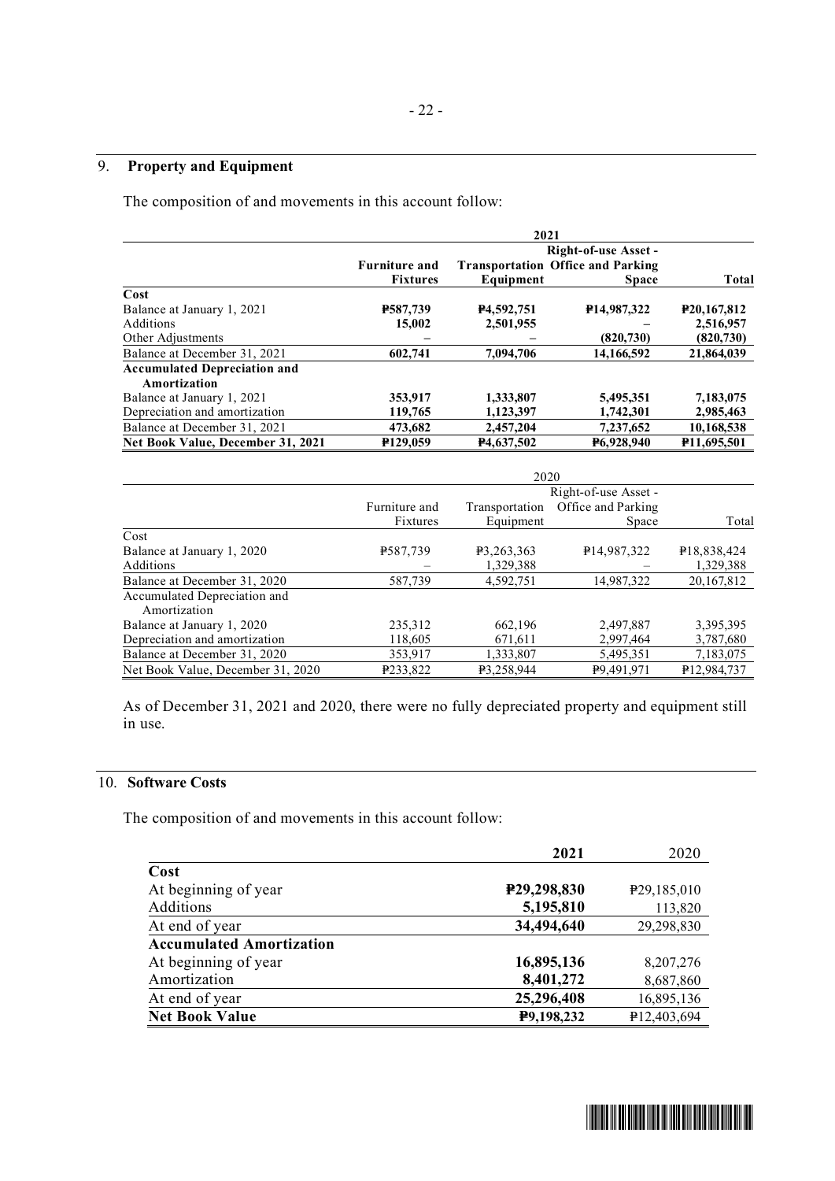## 9. **Property and Equipment**

The composition of and movements in this account follow:

| | 2021 | | | |
|---|---|---|---|---|
| | **Furniture and Fixtures** | **Transportation Equipment** | **Right-of-use Asset - Office and Parking Space** | **Total** |
| **Cost** | | | | |
| Balance at January 1, 2021 | **₱587,739** | **₱4,592,751** | **₱14,987,322** | **₱20,167,812** |
| Additions | **15,002** | **2,501,955** | **–** | **2,516,957** |
| Other Adjustments | **–** | **–** | **(820,730)** | **(820,730)** |
| Balance at December 31, 2021 | **602,741** | **7,094,706** | **14,166,592** | **21,864,039** |
| **Accumulated Depreciation and Amortization** | | | | |
| Balance at January 1, 2021 | **353,917** | **1,333,807** | **5,495,351** | **7,183,075** |
| Depreciation and amortization | **119,765** | **1,123,397** | **1,742,301** | **2,985,463** |
| Balance at December 31, 2021 | **473,682** | **2,457,204** | **7,237,652** | **10,168,538** |
| **Net Book Value, December 31, 2021** | **₱129,059** | **₱4,637,502** | **₱6,928,940** | **₱11,695,501** |

| | 2020 | | | |
|---|---|---|---|---|
| | Furniture and Fixtures | Transportation Equipment | Right-of-use Asset - Office and Parking Space | Total |
| Cost | | | | |
| Balance at January 1, 2020 | ₱587,739 | ₱3,263,363 | ₱14,987,322 | ₱18,838,424 |
| Additions | – | 1,329,388 | – | 1,329,388 |
| Balance at December 31, 2020 | 587,739 | 4,592,751 | 14,987,322 | 20,167,812 |
| Accumulated Depreciation and Amortization | | | | |
| Balance at January 1, 2020 | 235,312 | 662,196 | 2,497,887 | 3,395,395 |
| Depreciation and amortization | 118,605 | 671,611 | 2,997,464 | 3,787,680 |
| Balance at December 31, 2020 | 353,917 | 1,333,807 | 5,495,351 | 7,183,075 |
| Net Book Value, December 31, 2020 | ₱233,822 | ₱3,258,944 | ₱9,491,971 | ₱12,984,737 |

As of December 31, 2021 and 2020, there were no fully depreciated property and equipment still in use.

## 10. **Software Costs**

The composition of and movements in this account follow:

| | **2021** | 2020 |
|---|---|---|
| **Cost** | | |
| At beginning of year | **₱29,298,830** | ₱29,185,010 |
| Additions | **5,195,810** | 113,820 |
| At end of year | **34,494,640** | 29,298,830 |
| **Accumulated Amortization** | | |
| At beginning of year | **16,895,136** | 8,207,276 |
| Amortization | **8,401,272** | 8,687,860 |
| At end of year | **25,296,408** | 16,895,136 |
| **Net Book Value** | **₱9,198,232** | ₱12,403,694 |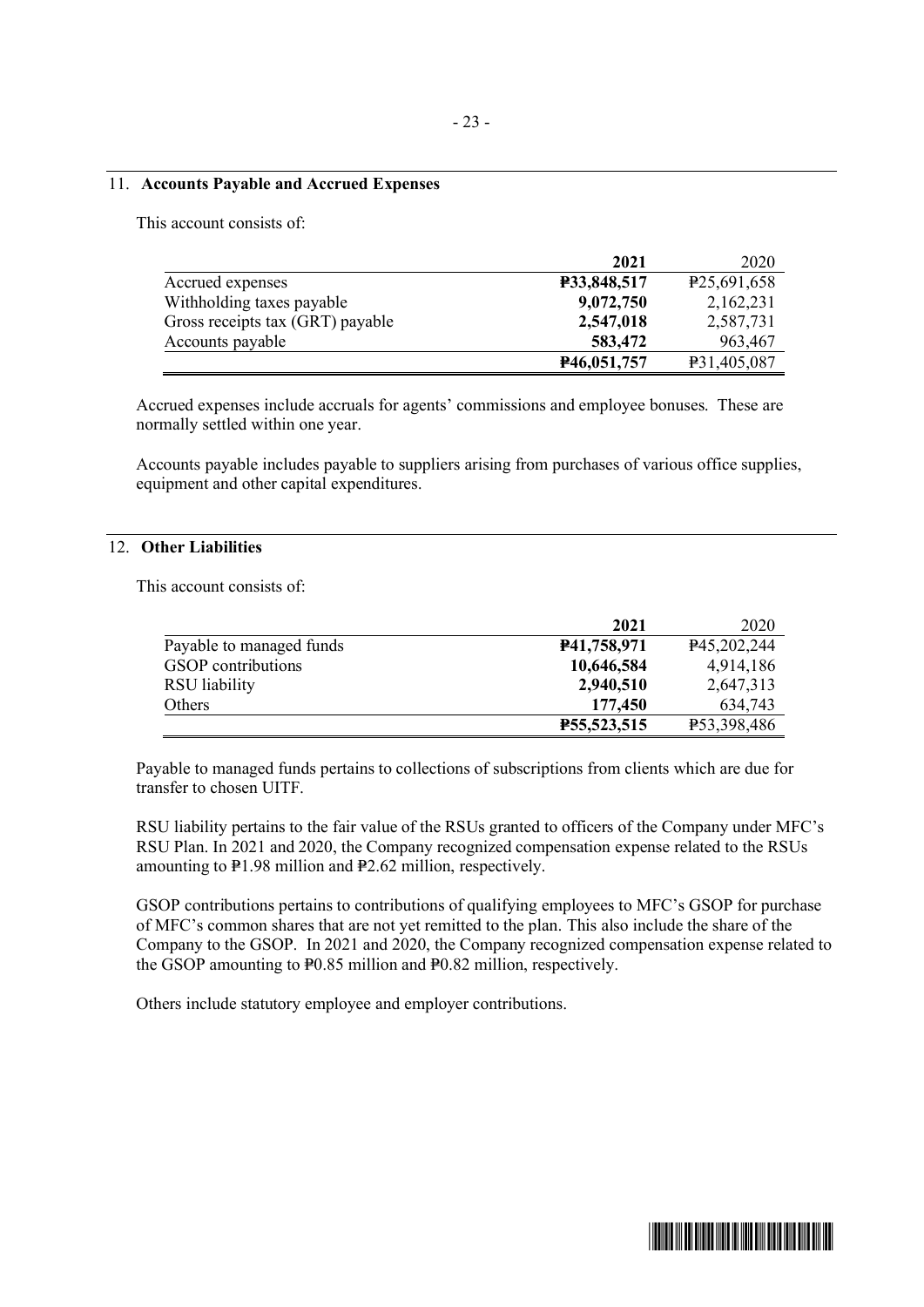## 11. **Accounts Payable and Accrued Expenses**

This account consists of:

| | 2021 | 2020 |
|---|---|---|
| Accrued expenses | **₱33,848,517** | ₱25,691,658 |
| Withholding taxes payable | **9,072,750** | 2,162,231 |
| Gross receipts tax (GRT) payable | **2,547,018** | 2,587,731 |
| Accounts payable | **583,472** | 963,467 |
| | **₱46,051,757** | ₱31,405,087 |

Accrued expenses include accruals for agents' commissions and employee bonuses. These are normally settled within one year.

Accounts payable includes payable to suppliers arising from purchases of various office supplies, equipment and other capital expenditures.

## 12. **Other Liabilities**

This account consists of:

| | 2021 | 2020 |
|---|---|---|
| Payable to managed funds | **₱41,758,971** | ₱45,202,244 |
| GSOP contributions | **10,646,584** | 4,914,186 |
| RSU liability | **2,940,510** | 2,647,313 |
| Others | **177,450** | 634,743 |
| | **₱55,523,515** | ₱53,398,486 |

Payable to managed funds pertains to collections of subscriptions from clients which are due for transfer to chosen UITF.

RSU liability pertains to the fair value of the RSUs granted to officers of the Company under MFC's RSU Plan. In 2021 and 2020, the Company recognized compensation expense related to the RSUs amounting to ₱1.98 million and ₱2.62 million, respectively.

GSOP contributions pertains to contributions of qualifying employees to MFC's GSOP for purchase of MFC's common shares that are not yet remitted to the plan. This also include the share of the Company to the GSOP. In 2021 and 2020, the Company recognized compensation expense related to the GSOP amounting to ₱0.85 million and ₱0.82 million, respectively.

Others include statutory employee and employer contributions.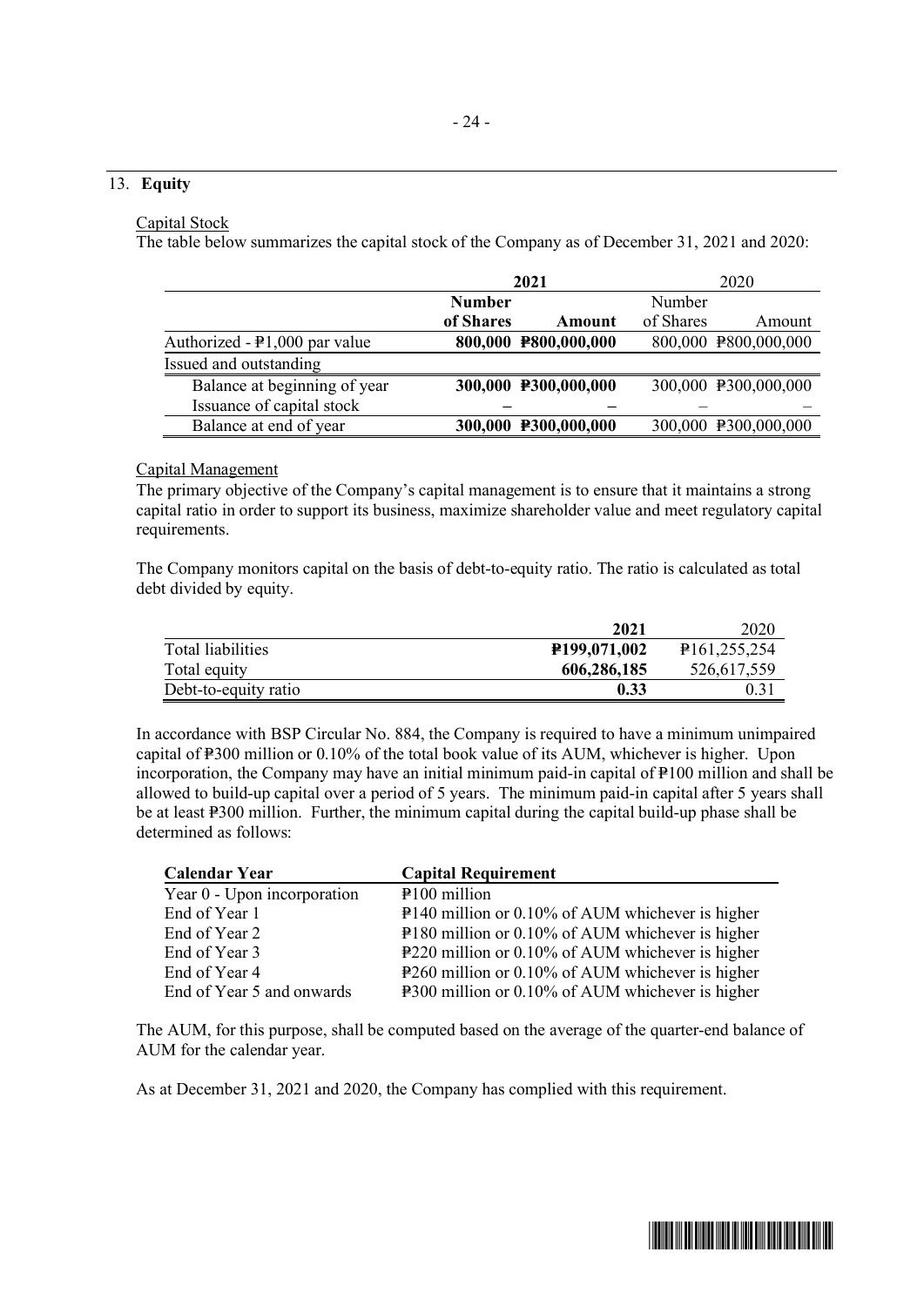## 13. **Equity**

Capital Stock

The table below summarizes the capital stock of the Company as of December 31, 2021 and 2020:

| | **2021** | | 2020 | |
|---|---|---|---|---|
| | **Number of Shares** | **Amount** | Number of Shares | Amount |
| Authorized - ₱1,000 par value | **800,000** | **₱800,000,000** | 800,000 | ₱800,000,000 |
| Issued and outstanding | | | | |
| Balance at beginning of year | **300,000** | **₱300,000,000** | 300,000 | ₱300,000,000 |
| Issuance of capital stock | **–** | **–** | – | – |
| Balance at end of year | **300,000** | **₱300,000,000** | 300,000 | ₱300,000,000 |

Capital Management

The primary objective of the Company's capital management is to ensure that it maintains a strong capital ratio in order to support its business, maximize shareholder value and meet regulatory capital requirements.

The Company monitors capital on the basis of debt-to-equity ratio. The ratio is calculated as total debt divided by equity.

| | **2021** | 2020 |
|---|---|---|
| Total liabilities | **₱199,071,002** | ₱161,255,254 |
| Total equity | **606,286,185** | 526,617,559 |
| Debt-to-equity ratio | **0.33** | 0.31 |

In accordance with BSP Circular No. 884, the Company is required to have a minimum unimpaired capital of ₱300 million or 0.10% of the total book value of its AUM, whichever is higher. Upon incorporation, the Company may have an initial minimum paid-in capital of ₱100 million and shall be allowed to build-up capital over a period of 5 years. The minimum paid-in capital after 5 years shall be at least ₱300 million. Further, the minimum capital during the capital build-up phase shall be determined as follows:

| **Calendar Year** | **Capital Requirement** |
|---|---|
| Year 0 - Upon incorporation | ₱100 million |
| End of Year 1 | ₱140 million or 0.10% of AUM whichever is higher |
| End of Year 2 | ₱180 million or 0.10% of AUM whichever is higher |
| End of Year 3 | ₱220 million or 0.10% of AUM whichever is higher |
| End of Year 4 | ₱260 million or 0.10% of AUM whichever is higher |
| End of Year 5 and onwards | ₱300 million or 0.10% of AUM whichever is higher |

The AUM, for this purpose, shall be computed based on the average of the quarter-end balance of AUM for the calendar year.

As at December 31, 2021 and 2020, the Company has complied with this requirement.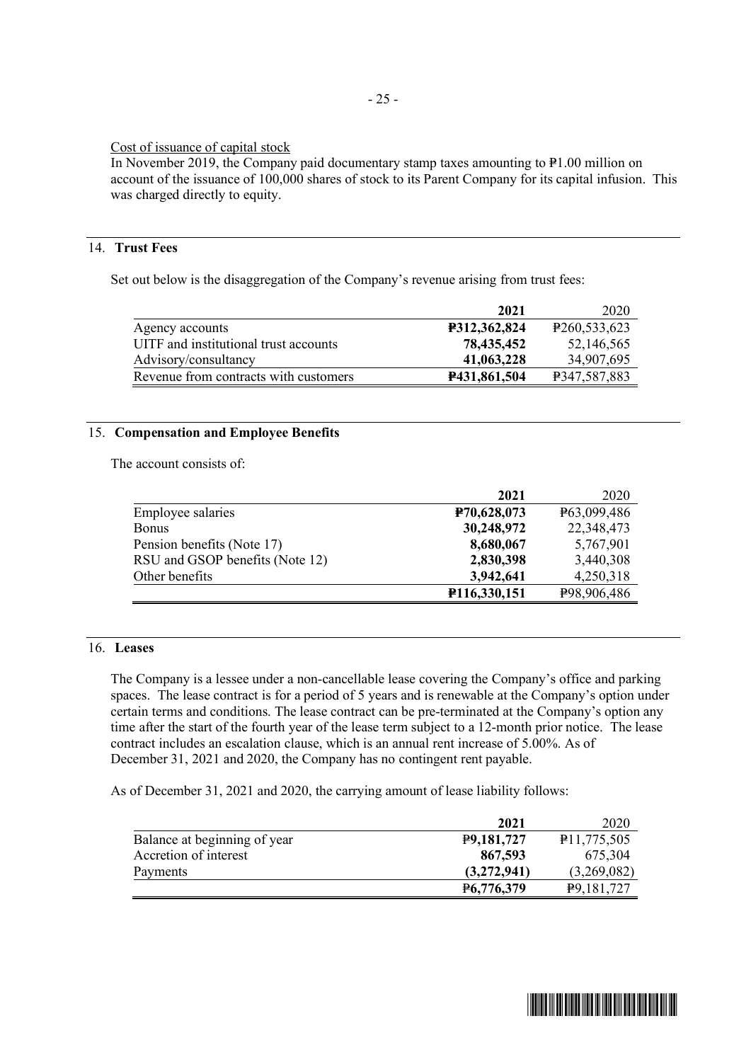Cost of issuance of capital stock

In November 2019, the Company paid documentary stamp taxes amounting to ₱1.00 million on account of the issuance of 100,000 shares of stock to its Parent Company for its capital infusion. This was charged directly to equity.

## 14. Trust Fees

Set out below is the disaggregation of the Company's revenue arising from trust fees:

| | 2021 | 2020 |
|---|---|---|
| Agency accounts | **₱312,362,824** | ₱260,533,623 |
| UITF and institutional trust accounts | **78,435,452** | 52,146,565 |
| Advisory/consultancy | **41,063,228** | 34,907,695 |
| Revenue from contracts with customers | **₱431,861,504** | ₱347,587,883 |

## 15. Compensation and Employee Benefits

The account consists of:

| | 2021 | 2020 |
|---|---|---|
| Employee salaries | **₱70,628,073** | ₱63,099,486 |
| Bonus | **30,248,972** | 22,348,473 |
| Pension benefits (Note 17) | **8,680,067** | 5,767,901 |
| RSU and GSOP benefits (Note 12) | **2,830,398** | 3,440,308 |
| Other benefits | **3,942,641** | 4,250,318 |
| | **₱116,330,151** | ₱98,906,486 |

## 16. Leases

The Company is a lessee under a non-cancellable lease covering the Company's office and parking spaces. The lease contract is for a period of 5 years and is renewable at the Company's option under certain terms and conditions. The lease contract can be pre-terminated at the Company's option any time after the start of the fourth year of the lease term subject to a 12-month prior notice. The lease contract includes an escalation clause, which is an annual rent increase of 5.00%. As of December 31, 2021 and 2020, the Company has no contingent rent payable.

As of December 31, 2021 and 2020, the carrying amount of lease liability follows:

| | 2021 | 2020 |
|---|---|---|
| Balance at beginning of year | **₱9,181,727** | ₱11,775,505 |
| Accretion of interest | **867,593** | 675,304 |
| Payments | **(3,272,941)** | (3,269,082) |
| | **₱6,776,379** | ₱9,181,727 |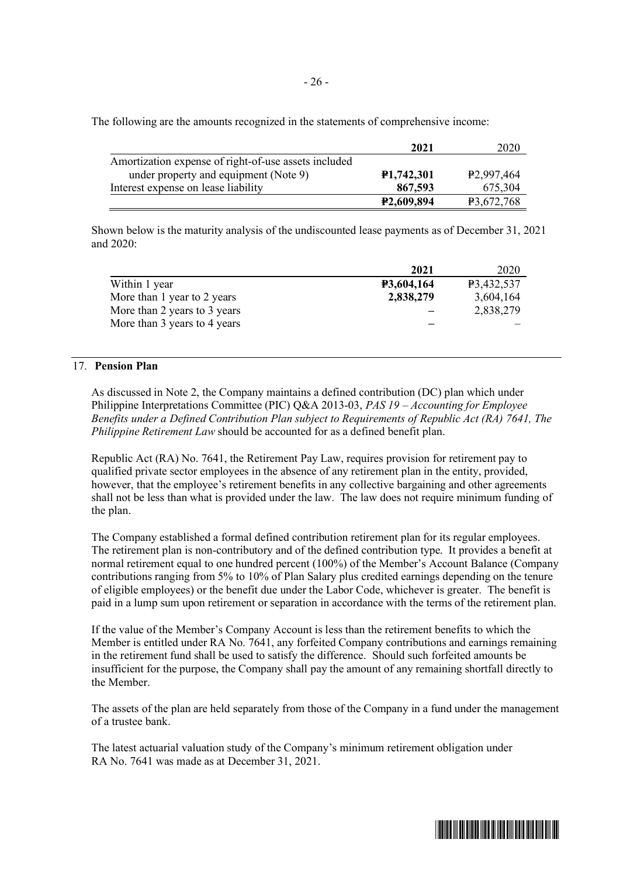The following are the amounts recognized in the statements of comprehensive income:

| | 2021 | 2020 |
|---|---|---|
| Amortization expense of right-of-use assets included under property and equipment (Note 9) | **₱1,742,301** | ₱2,997,464 |
| Interest expense on lease liability | **867,593** | 675,304 |
| | **₱2,609,894** | ₱3,672,768 |

Shown below is the maturity analysis of the undiscounted lease payments as of December 31, 2021 and 2020:

| | 2021 | 2020 |
|---|---|---|
| Within 1 year | **₱3,604,164** | ₱3,432,537 |
| More than 1 year to 2 years | **2,838,279** | 3,604,164 |
| More than 2 years to 3 years | **–** | 2,838,279 |
| More than 3 years to 4 years | **–** | – |

## 17. Pension Plan

As discussed in Note 2, the Company maintains a defined contribution (DC) plan which under Philippine Interpretations Committee (PIC) Q&A 2013-03, *PAS 19 – Accounting for Employee Benefits under a Defined Contribution Plan subject to Requirements of Republic Act (RA) 7641, The Philippine Retirement Law* should be accounted for as a defined benefit plan.

Republic Act (RA) No. 7641, the Retirement Pay Law, requires provision for retirement pay to qualified private sector employees in the absence of any retirement plan in the entity, provided, however, that the employee's retirement benefits in any collective bargaining and other agreements shall not be less than what is provided under the law. The law does not require minimum funding of the plan.

The Company established a formal defined contribution retirement plan for its regular employees. The retirement plan is non-contributory and of the defined contribution type. It provides a benefit at normal retirement equal to one hundred percent (100%) of the Member's Account Balance (Company contributions ranging from 5% to 10% of Plan Salary plus credited earnings depending on the tenure of eligible employees) or the benefit due under the Labor Code, whichever is greater. The benefit is paid in a lump sum upon retirement or separation in accordance with the terms of the retirement plan.

If the value of the Member's Company Account is less than the retirement benefits to which the Member is entitled under RA No. 7641, any forfeited Company contributions and earnings remaining in the retirement fund shall be used to satisfy the difference. Should such forfeited amounts be insufficient for the purpose, the Company shall pay the amount of any remaining shortfall directly to the Member.

The assets of the plan are held separately from those of the Company in a fund under the management of a trustee bank.

The latest actuarial valuation study of the Company's minimum retirement obligation under RA No. 7641 was made as at December 31, 2021.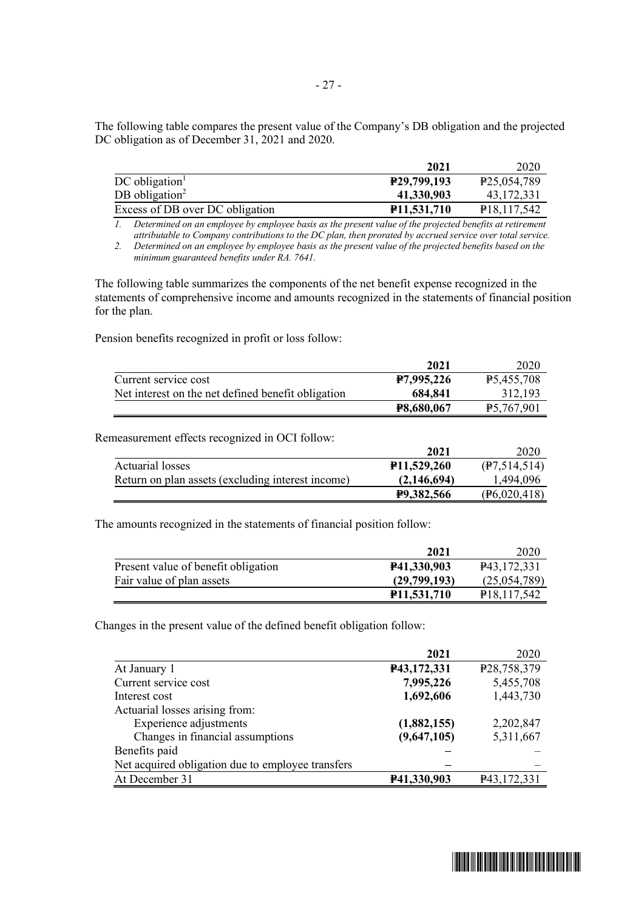The following table compares the present value of the Company's DB obligation and the projected DC obligation as of December 31, 2021 and 2020.

| | 2021 | 2020 |
|---|---|---|
| DC obligation[1] | **₱29,799,193** | ₱25,054,789 |
| DB obligation[2] | **41,330,903** | 43,172,331 |
| Excess of DB over DC obligation | **₱11,531,710** | ₱18,117,542 |

*1. Determined on an employee by employee basis as the present value of the projected benefits at retirement attributable to Company contributions to the DC plan, then prorated by accrued service over total service.*

*2. Determined on an employee by employee basis as the present value of the projected benefits based on the minimum guaranteed benefits under RA. 7641.*

The following table summarizes the components of the net benefit expense recognized in the statements of comprehensive income and amounts recognized in the statements of financial position for the plan.

Pension benefits recognized in profit or loss follow:

| | 2021 | 2020 |
|---|---|---|
| Current service cost | **₱7,995,226** | ₱5,455,708 |
| Net interest on the net defined benefit obligation | **684,841** | 312,193 |
| | **₱8,680,067** | ₱5,767,901 |

Remeasurement effects recognized in OCI follow:

| | 2021 | 2020 |
|---|---|---|
| Actuarial losses | **₱11,529,260** | (₱7,514,514) |
| Return on plan assets (excluding interest income) | **(2,146,694)** | 1,494,096 |
| | **₱9,382,566** | (₱6,020,418) |

The amounts recognized in the statements of financial position follow:

| | 2021 | 2020 |
|---|---|---|
| Present value of benefit obligation | **₱41,330,903** | ₱43,172,331 |
| Fair value of plan assets | **(29,799,193)** | (25,054,789) |
| | **₱11,531,710** | ₱18,117,542 |

Changes in the present value of the defined benefit obligation follow:

| | 2021 | 2020 |
|---|---|---|
| At January 1 | **₱43,172,331** | ₱28,758,379 |
| Current service cost | **7,995,226** | 5,455,708 |
| Interest cost | **1,692,606** | 1,443,730 |
| Actuarial losses arising from: | | |
| Experience adjustments | **(1,882,155)** | 2,202,847 |
| Changes in financial assumptions | **(9,647,105)** | 5,311,667 |
| Benefits paid | **–** | – |
| Net acquired obligation due to employee transfers | **–** | – |
| At December 31 | **₱41,330,903** | ₱43,172,331 |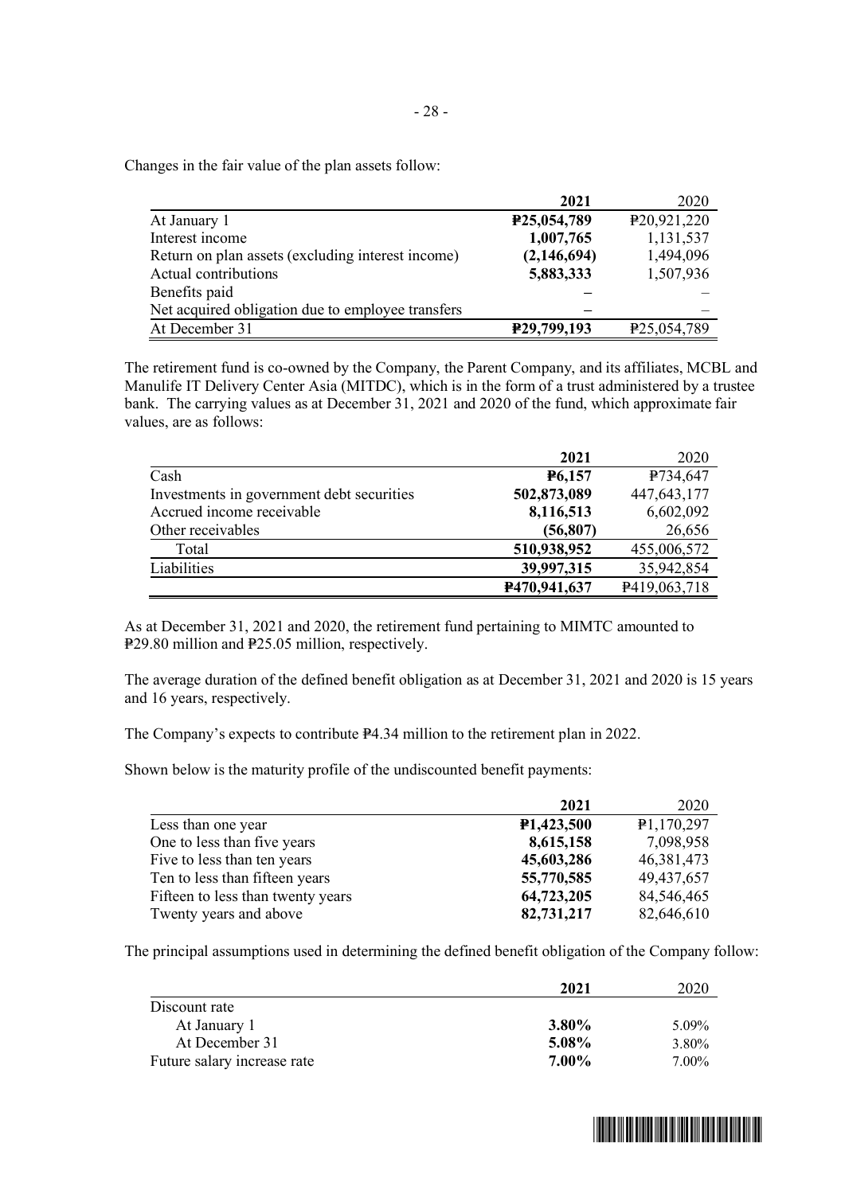Changes in the fair value of the plan assets follow:

| | **2021** | 2020 |
|---|---|---|
| At January 1 | **₱25,054,789** | ₱20,921,220 |
| Interest income | **1,007,765** | 1,131,537 |
| Return on plan assets (excluding interest income) | **(2,146,694)** | 1,494,096 |
| Actual contributions | **5,883,333** | 1,507,936 |
| Benefits paid | **–** | – |
| Net acquired obligation due to employee transfers | **–** | – |
| At December 31 | **₱29,799,193** | ₱25,054,789 |

The retirement fund is co-owned by the Company, the Parent Company, and its affiliates, MCBL and Manulife IT Delivery Center Asia (MITDC), which is in the form of a trust administered by a trustee bank. The carrying values as at December 31, 2021 and 2020 of the fund, which approximate fair values, are as follows:

| | **2021** | 2020 |
|---|---|---|
| Cash | **₱6,157** | ₱734,647 |
| Investments in government debt securities | **502,873,089** | 447,643,177 |
| Accrued income receivable | **8,116,513** | 6,602,092 |
| Other receivables | **(56,807)** | 26,656 |
| Total | **510,938,952** | 455,006,572 |
| Liabilities | **39,997,315** | 35,942,854 |
| | **₱470,941,637** | ₱419,063,718 |

As at December 31, 2021 and 2020, the retirement fund pertaining to MIMTC amounted to ₱29.80 million and ₱25.05 million, respectively.

The average duration of the defined benefit obligation as at December 31, 2021 and 2020 is 15 years and 16 years, respectively.

The Company's expects to contribute ₱4.34 million to the retirement plan in 2022.

Shown below is the maturity profile of the undiscounted benefit payments:

| | **2021** | 2020 |
|---|---|---|
| Less than one year | **₱1,423,500** | ₱1,170,297 |
| One to less than five years | **8,615,158** | 7,098,958 |
| Five to less than ten years | **45,603,286** | 46,381,473 |
| Ten to less than fifteen years | **55,770,585** | 49,437,657 |
| Fifteen to less than twenty years | **64,723,205** | 84,546,465 |
| Twenty years and above | **82,731,217** | 82,646,610 |

The principal assumptions used in determining the defined benefit obligation of the Company follow:

| | **2021** | 2020 |
|---|---|---|
| Discount rate | | |
| At January 1 | **3.80%** | 5.09% |
| At December 31 | **5.08%** | 3.80% |
| Future salary increase rate | **7.00%** | 7.00% |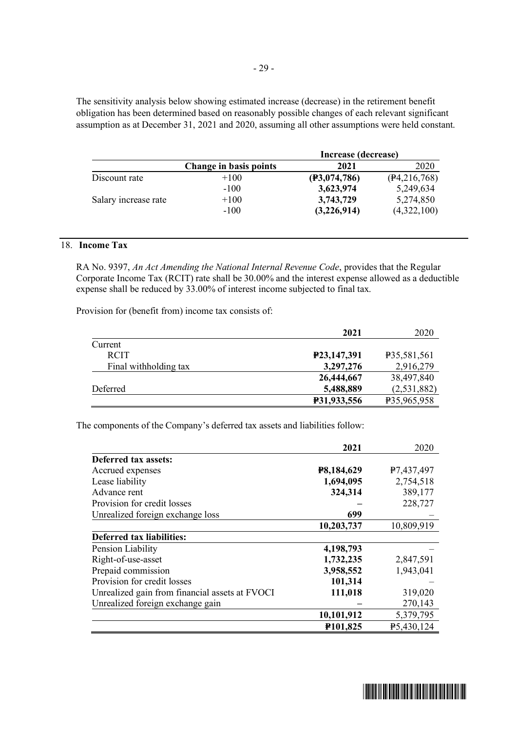The sensitivity analysis below showing estimated increase (decrease) in the retirement benefit obligation has been determined based on reasonably possible changes of each relevant significant assumption as at December 31, 2021 and 2020, assuming all other assumptions were held constant.

| | | Increase (decrease) | |
|---|---|---|---|
| | **Change in basis points** | **2021** | 2020 |
| Discount rate | +100 | **(₱3,074,786)** | (₱4,216,768) |
| | -100 | **3,623,974** | 5,249,634 |
| Salary increase rate | +100 | **3,743,729** | 5,274,850 |
| | -100 | **(3,226,914)** | (4,322,100) |

## 18. Income Tax

RA No. 9397, *An Act Amending the National Internal Revenue Code*, provides that the Regular Corporate Income Tax (RCIT) rate shall be 30.00% and the interest expense allowed as a deductible expense shall be reduced by 33.00% of interest income subjected to final tax.

Provision for (benefit from) income tax consists of:

| | **2021** | 2020 |
|---|---|---|
| Current | | |
| RCIT | **₱23,147,391** | ₱35,581,561 |
| Final withholding tax | **3,297,276** | 2,916,279 |
| | **26,444,667** | 38,497,840 |
| Deferred | **5,488,889** | (2,531,882) |
| | **₱31,933,556** | ₱35,965,958 |

The components of the Company's deferred tax assets and liabilities follow:

| | **2021** | 2020 |
|---|---|---|
| **Deferred tax assets:** | | |
| Accrued expenses | **₱8,184,629** | ₱7,437,497 |
| Lease liability | **1,694,095** | 2,754,518 |
| Advance rent | **324,314** | 389,177 |
| Provision for credit losses | **–** | 228,727 |
| Unrealized foreign exchange loss | **699** | – |
| | **10,203,737** | 10,809,919 |
| **Deferred tax liabilities:** | | |
| Pension Liability | **4,198,793** | – |
| Right-of-use-asset | **1,732,235** | 2,847,591 |
| Prepaid commission | **3,958,552** | 1,943,041 |
| Provision for credit losses | **101,314** | – |
| Unrealized gain from financial assets at FVOCI | **111,018** | 319,020 |
| Unrealized foreign exchange gain | **–** | 270,143 |
| | **10,101,912** | 5,379,795 |
| | **₱101,825** | ₱5,430,124 |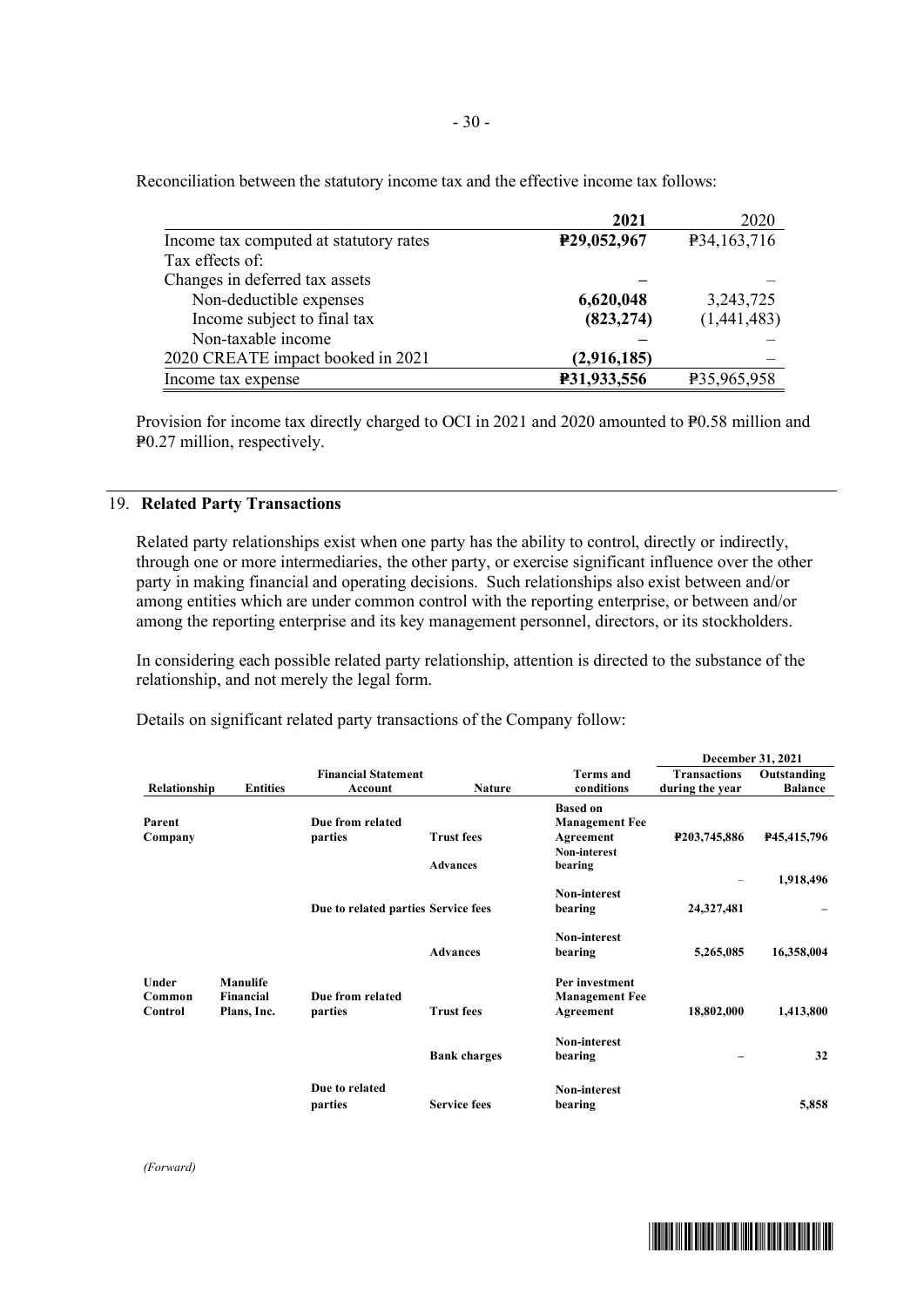Reconciliation between the statutory income tax and the effective income tax follows:

| | 2021 | 2020 |
|---|---|---|
| Income tax computed at statutory rates | **₱29,052,967** | ₱34,163,716 |
| Tax effects of: | | |
| Changes in deferred tax assets | **–** | – |
| Non-deductible expenses | **6,620,048** | 3,243,725 |
| Income subject to final tax | **(823,274)** | (1,441,483) |
| Non-taxable income | **–** | – |
| 2020 CREATE impact booked in 2021 | **(2,916,185)** | – |
| Income tax expense | **₱31,933,556** | ₱35,965,958 |

Provision for income tax directly charged to OCI in 2021 and 2020 amounted to ₱0.58 million and ₱0.27 million, respectively.

## 19. Related Party Transactions

Related party relationships exist when one party has the ability to control, directly or indirectly, through one or more intermediaries, the other party, or exercise significant influence over the other party in making financial and operating decisions. Such relationships also exist between and/or among entities which are under common control with the reporting enterprise, or between and/or among the reporting enterprise and its key management personnel, directors, or its stockholders.

In considering each possible related party relationship, attention is directed to the substance of the relationship, and not merely the legal form.

Details on significant related party transactions of the Company follow:

| | | | | | December 31, 2021 | |
|---|---|---|---|---|---|---|
| **Relationship** | **Entities** | **Financial Statement Account** | **Nature** | **Terms and conditions** | **Transactions during the year** | **Outstanding Balance** |
| **Parent Company** | | **Due from related parties** | **Trust fees** | **Based on Management Fee Agreement** | **₱203,745,886** | **₱45,415,796** |
| | | | **Advances** | **Non-interest bearing** | – | **1,918,496** |
| | | **Due to related parties** | **Service fees** | **Non-interest bearing** | **24,327,481** | – |
| | | | **Advances** | **Non-interest bearing** | **5,265,085** | **16,358,004** |
| **Under Common Control** | **Manulife Financial Plans, Inc.** | **Due from related parties** | **Trust fees** | **Per investment Management Fee Agreement** | **18,802,000** | **1,413,800** |
| | | | **Bank charges** | **Non-interest bearing** | **–** | **32** |
| | | **Due to related parties** | **Service fees** | **Non-interest bearing** | | **5,858** |

*(Forward)*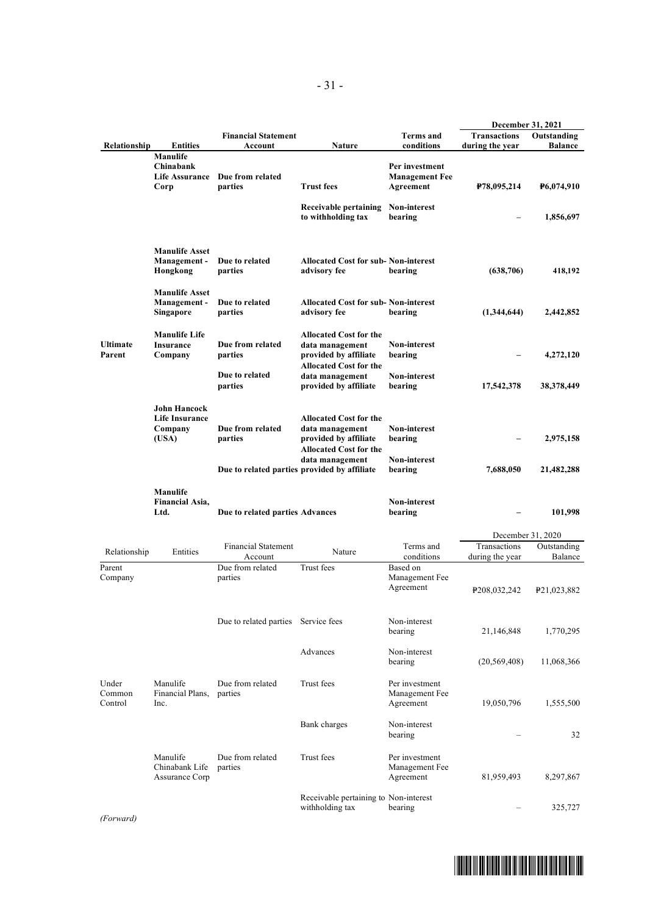| Relationship | Entities | Financial Statement Account | Nature | Terms and conditions | December 31, 2021 | |
|---|---|---|---|---|---|---|
| | | | | | **Transactions during the year** | **Outstanding Balance** |
| | **Manulife Chinabank Life Assurance Corp** | **Due from related parties** | **Trust fees** | **Per investment Management Fee Agreement** | **₱78,095,214** | **₱6,074,910** |
| | | | **Receivable pertaining to withholding tax** | **Non-interest bearing** | **–** | **1,856,697** |
| | **Manulife Asset Management - Hongkong** | **Due to related parties** | **Allocated Cost for sub-advisory fee** | **Non-interest bearing** | **(638,706)** | **418,192** |
| | **Manulife Asset Management - Singapore** | **Due to related parties** | **Allocated Cost for sub-advisory fee** | **Non-interest bearing** | **(1,344,644)** | **2,442,852** |
| **Ultimate Parent** | **Manulife Life Insurance Company** | **Due from related parties** | **Allocated Cost for the data management provided by affiliate** | **Non-interest bearing** | **–** | **4,272,120** |
| | | **Due to related parties** | **Allocated Cost for the data management provided by affiliate** | **Non-interest bearing** | **17,542,378** | **38,378,449** |
| | **John Hancock Life Insurance Company (USA)** | **Due from related parties** | **Allocated Cost for the data management provided by affiliate** | **Non-interest bearing** | **–** | **2,975,158** |
| | | **Due to related parties** | **Allocated Cost for the data management provided by affiliate** | **Non-interest bearing** | **7,688,050** | **21,482,288** |
| | **Manulife Financial Asia, Ltd.** | **Due to related parties** | **Advances** | **Non-interest bearing** | **–** | **101,998** |

| Relationship | Entities | Financial Statement Account | Nature | Terms and conditions | December 31, 2020 | |
|---|---|---|---|---|---|---|
| | | | | | Transactions during the year | Outstanding Balance |
| Parent Company | | Due from related parties | Trust fees | Based on Management Fee Agreement | ₱208,032,242 | ₱21,023,882 |
| | | Due to related parties | Service fees | Non-interest bearing | 21,146,848 | 1,770,295 |
| | | | Advances | Non-interest bearing | (20,569,408) | 11,068,366 |
| Under Common Control | Manulife Financial Plans, Inc. | Due from related parties | Trust fees | Per investment Management Fee Agreement | 19,050,796 | 1,555,500 |
| | | | Bank charges | Non-interest bearing | – | 32 |
| | Manulife Chinabank Life Assurance Corp | Due from related parties | Trust fees | Per investment Management Fee Agreement | 81,959,493 | 8,297,867 |
| | | | Receivable pertaining to withholding tax | Non-interest bearing | – | 325,727 |

*(Forward)*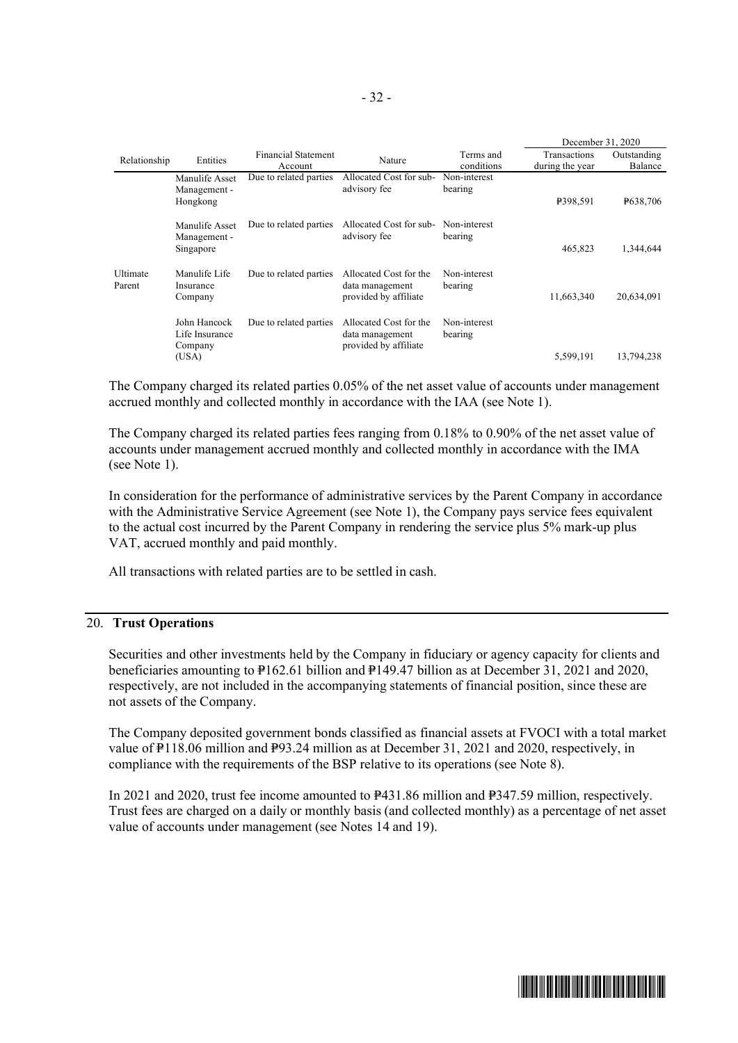| Relationship | Entities | Financial Statement Account | Nature | Terms and conditions | December 31, 2020 | |
|---|---|---|---|---|---|---|
| | | | | | Transactions during the year | Outstanding Balance |
| | Manulife Asset Management - Hongkong | Due to related parties | Allocated Cost for sub-advisory fee | Non-interest bearing | ₱398,591 | ₱638,706 |
| | Manulife Asset Management - Singapore | Due to related parties | Allocated Cost for sub-advisory fee | Non-interest bearing | 465,823 | 1,344,644 |
| Ultimate Parent | Manulife Life Insurance Company | Due to related parties | Allocated Cost for the data management provided by affiliate | Non-interest bearing | 11,663,340 | 20,634,091 |
| | John Hancock Life Insurance Company (USA) | Due to related parties | Allocated Cost for the data management provided by affiliate | Non-interest bearing | 5,599,191 | 13,794,238 |

The Company charged its related parties 0.05% of the net asset value of accounts under management accrued monthly and collected monthly in accordance with the IAA (see Note 1).

The Company charged its related parties fees ranging from 0.18% to 0.90% of the net asset value of accounts under management accrued monthly and collected monthly in accordance with the IMA (see Note 1).

In consideration for the performance of administrative services by the Parent Company in accordance with the Administrative Service Agreement (see Note 1), the Company pays service fees equivalent to the actual cost incurred by the Parent Company in rendering the service plus 5% mark-up plus VAT, accrued monthly and paid monthly.

All transactions with related parties are to be settled in cash.

## 20. Trust Operations

Securities and other investments held by the Company in fiduciary or agency capacity for clients and beneficiaries amounting to ₱162.61 billion and ₱149.47 billion as at December 31, 2021 and 2020, respectively, are not included in the accompanying statements of financial position, since these are not assets of the Company.

The Company deposited government bonds classified as financial assets at FVOCI with a total market value of ₱118.06 million and ₱93.24 million as at December 31, 2021 and 2020, respectively, in compliance with the requirements of the BSP relative to its operations (see Note 8).

In 2021 and 2020, trust fee income amounted to ₱431.86 million and ₱347.59 million, respectively. Trust fees are charged on a daily or monthly basis (and collected monthly) as a percentage of net asset value of accounts under management (see Notes 14 and 19).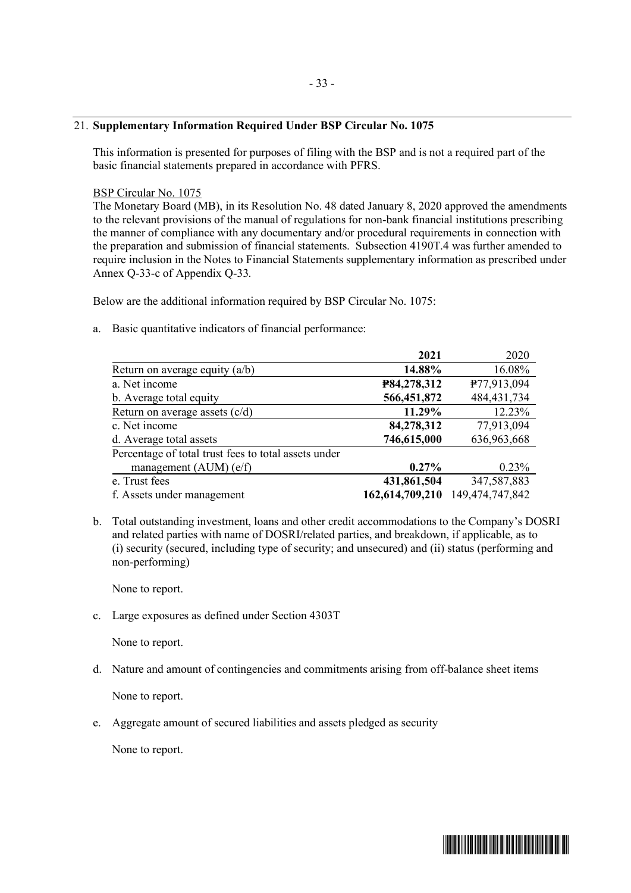## 21. **Supplementary Information Required Under BSP Circular No. 1075**

This information is presented for purposes of filing with the BSP and is not a required part of the basic financial statements prepared in accordance with PFRS.

BSP Circular No. 1075

The Monetary Board (MB), in its Resolution No. 48 dated January 8, 2020 approved the amendments to the relevant provisions of the manual of regulations for non-bank financial institutions prescribing the manner of compliance with any documentary and/or procedural requirements in connection with the preparation and submission of financial statements. Subsection 4190T.4 was further amended to require inclusion in the Notes to Financial Statements supplementary information as prescribed under Annex Q-33-c of Appendix Q-33.

Below are the additional information required by BSP Circular No. 1075:

a. Basic quantitative indicators of financial performance:

| | **2021** | 2020 |
|---|---|---|
| Return on average equity (a/b) | **14.88%** | 16.08% |
| a. Net income | **₱84,278,312** | ₱77,913,094 |
| b. Average total equity | **566,451,872** | 484,431,734 |
| Return on average assets (c/d) | **11.29%** | 12.23% |
| c. Net income | **84,278,312** | 77,913,094 |
| d. Average total assets | **746,615,000** | 636,963,668 |
| Percentage of total trust fees to total assets under management (AUM) (e/f) | **0.27%** | 0.23% |
| e. Trust fees | **431,861,504** | 347,587,883 |
| f. Assets under management | **162,614,709,210** | 149,474,747,842 |

b. Total outstanding investment, loans and other credit accommodations to the Company's DOSRI and related parties with name of DOSRI/related parties, and breakdown, if applicable, as to (i) security (secured, including type of security; and unsecured) and (ii) status (performing and non-performing)

None to report.

c. Large exposures as defined under Section 4303T

None to report.

d. Nature and amount of contingencies and commitments arising from off-balance sheet items

None to report.

e. Aggregate amount of secured liabilities and assets pledged as security

None to report.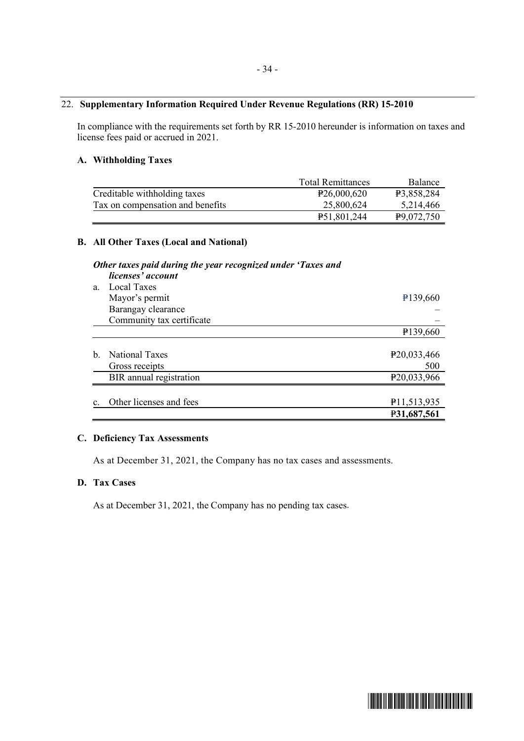## 22. Supplementary Information Required Under Revenue Regulations (RR) 15-2010

In compliance with the requirements set forth by RR 15-2010 hereunder is information on taxes and license fees paid or accrued in 2021.

### A. Withholding Taxes

| | Total Remittances | Balance |
|---|---|---|
| Creditable withholding taxes | ₱26,000,620 | ₱3,858,284 |
| Tax on compensation and benefits | 25,800,624 | 5,214,466 |
| | ₱51,801,244 | ₱9,072,750 |

### B. All Other Taxes (Local and National)

***Other taxes paid during the year recognized under 'Taxes and licenses' account***

| | |
|---|---|
| a. Local Taxes | |
| Mayor's permit | ₱139,660 |
| Barangay clearance | – |
| Community tax certificate | – |
| | ₱139,660 |
| b. National Taxes | ₱20,033,466 |
| Gross receipts | 500 |
| BIR annual registration | ₱20,033,966 |
| c. Other licenses and fees | ₱11,513,935 |
| | **₱31,687,561** |

### C. Deficiency Tax Assessments

As at December 31, 2021, the Company has no tax cases and assessments.

### D. Tax Cases

As at December 31, 2021, the Company has no pending tax cases.